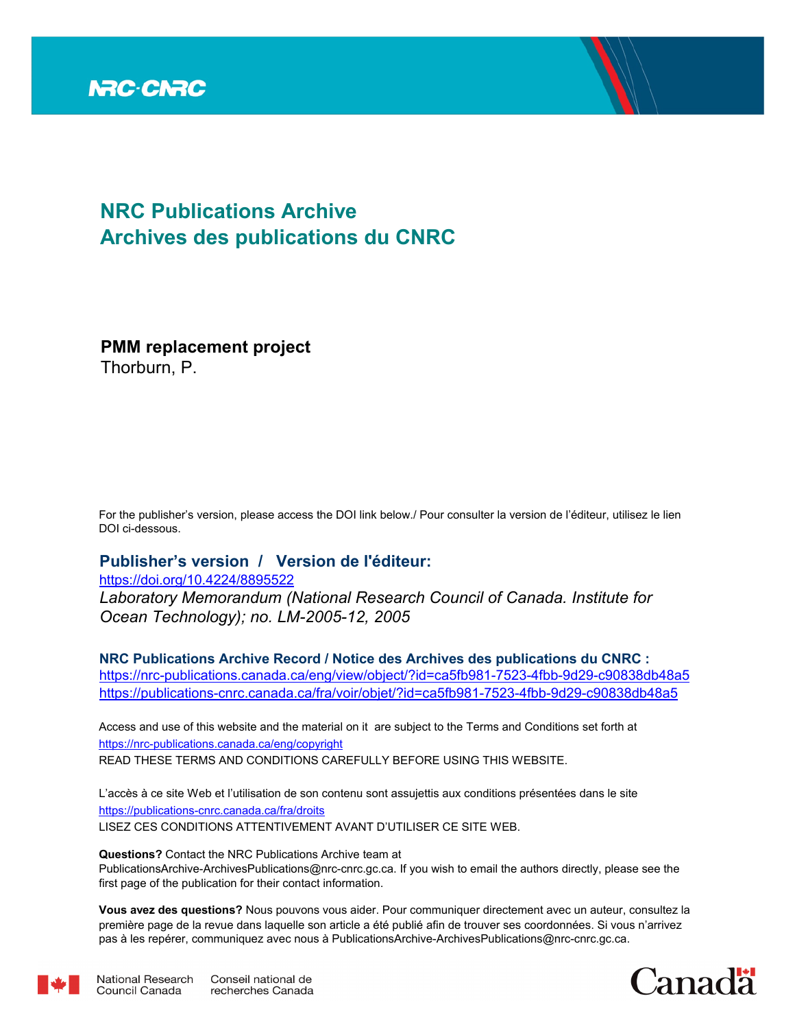NRC-CNRC

# NRC Publications Archive
# Archives des publications du CNRC

**PMM replacement project**
Thorburn, P.

For the publisher's version, please access the DOI link below./ Pour consulter la version de l'éditeur, utilisez le lien DOI ci-dessous.

## Publisher's version / Version de l'éditeur:

https://doi.org/10.4224/8895522

*Laboratory Memorandum (National Research Council of Canada. Institute for Ocean Technology); no. LM-2005-12, 2005*

### NRC Publications Archive Record / Notice des Archives des publications du CNRC :

https://nrc-publications.canada.ca/eng/view/object/?id=ca5fb981-7523-4fbb-9d29-c90838db48a5
https://publications-cnrc.canada.ca/fra/voir/objet/?id=ca5fb981-7523-4fbb-9d29-c90838db48a5

Access and use of this website and the material on it are subject to the Terms and Conditions set forth at
https://nrc-publications.canada.ca/eng/copyright
READ THESE TERMS AND CONDITIONS CAREFULLY BEFORE USING THIS WEBSITE.

L'accès à ce site Web et l'utilisation de son contenu sont assujettis aux conditions présentées dans le site
https://publications-cnrc.canada.ca/fra/droits
LISEZ CES CONDITIONS ATTENTIVEMENT AVANT D'UTILISER CE SITE WEB.

**Questions?** Contact the NRC Publications Archive team at
PublicationsArchive-ArchivesPublications@nrc-cnrc.gc.ca. If you wish to email the authors directly, please see the first page of the publication for their contact information.

**Vous avez des questions?** Nous pouvons vous aider. Pour communiquer directement avec un auteur, consultez la première page de la revue dans laquelle son article a été publié afin de trouver ses coordonnées. Si vous n'arrivez pas à les repérer, communiquez avec nous à PublicationsArchive-ArchivesPublications@nrc-cnrc.gc.ca.

National Research Council Canada | Conseil national de recherches Canada

Canada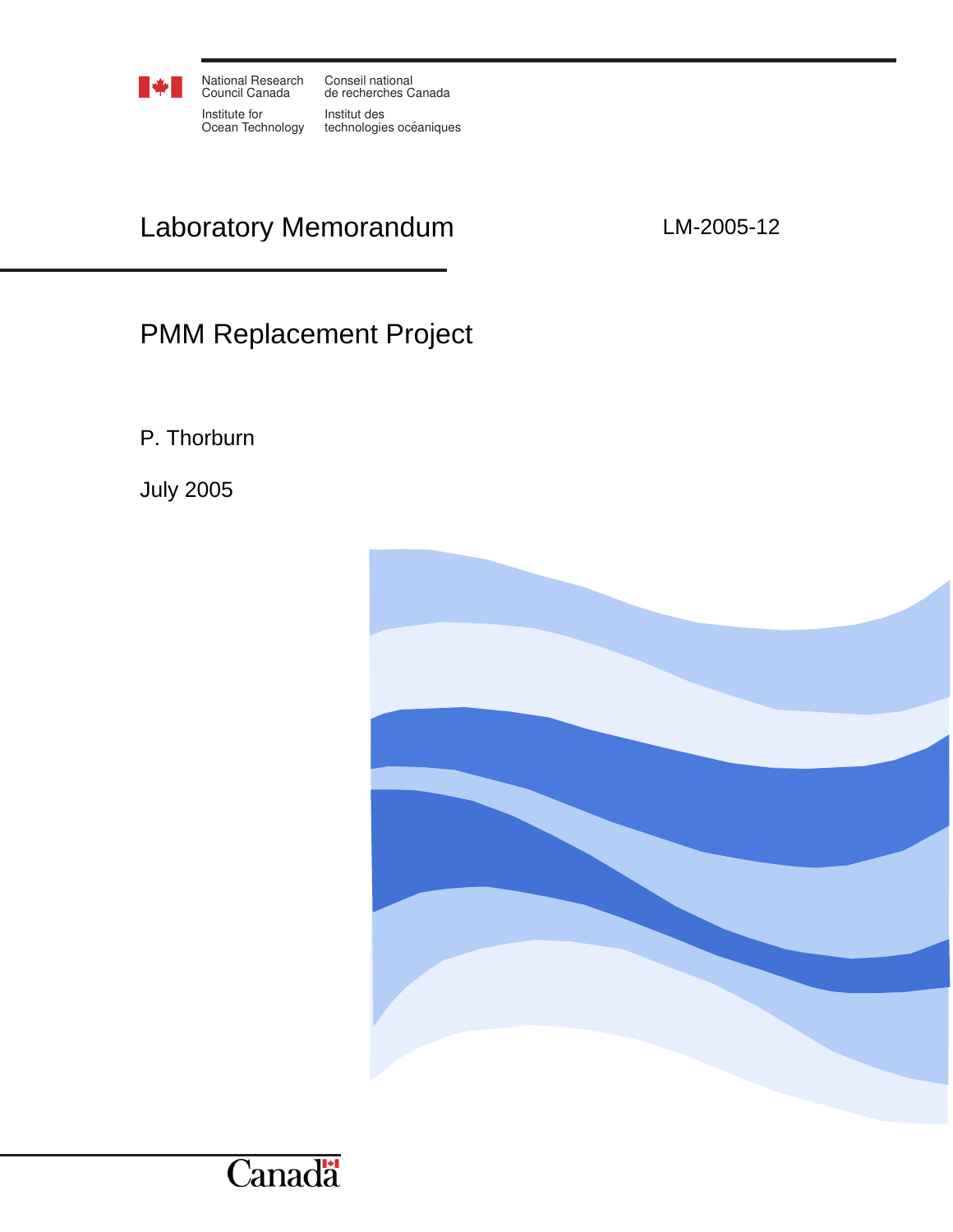National Research Council Canada | Conseil national de recherches Canada

Institute for Ocean Technology | Institut des technologies océaniques

# Laboratory Memorandum

LM-2005-12

## PMM Replacement Project

P. Thorburn

July 2005

Canada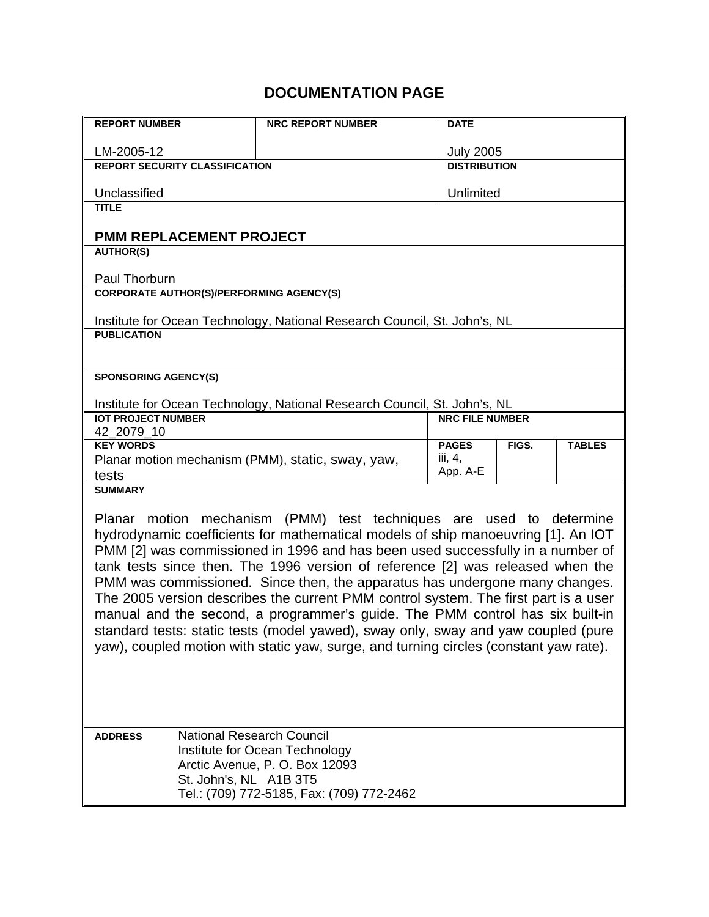# DOCUMENTATION PAGE

| REPORT NUMBER | NRC REPORT NUMBER | DATE | | |
|---|---|---|---|---|
| LM-2005-12 | | July 2005 | | |
| **REPORT SECURITY CLASSIFICATION** | | **DISTRIBUTION** | | |
| Unclassified | | Unlimited | | |
| **TITLE** | | | | |
| **PMM REPLACEMENT PROJECT** | | | | |
| **AUTHOR(S)** | | | | |
| Paul Thorburn | | | | |
| **CORPORATE AUTHOR(S)/PERFORMING AGENCY(S)** | | | | |
| Institute for Ocean Technology, National Research Council, St. John's, NL | | | | |
| **PUBLICATION** | | | | |
| | | | | |
| **SPONSORING AGENCY(S)** | | | | |
| Institute for Ocean Technology, National Research Council, St. John's, NL | | | | |
| **IOT PROJECT NUMBER** | | **NRC FILE NUMBER** | | |
| 42_2079_10 | | | | |
| **KEY WORDS** | | **PAGES** | **FIGS.** | **TABLES** |
| Planar motion mechanism (PMM), static, sway, yaw, tests | | iii, 4, App. A-E | | |

**SUMMARY**

Planar motion mechanism (PMM) test techniques are used to determine hydrodynamic coefficients for mathematical models of ship manoeuvring [1]. An IOT PMM [2] was commissioned in 1996 and has been used successfully in a number of tank tests since then. The 1996 version of reference [2] was released when the PMM was commissioned. Since then, the apparatus has undergone many changes. The 2005 version describes the current PMM control system. The first part is a user manual and the second, a programmer's guide. The PMM control has six built-in standard tests: static tests (model yawed), sway only, sway and yaw coupled (pure yaw), coupled motion with static yaw, surge, and turning circles (constant yaw rate).

**ADDRESS**
National Research Council
Institute for Ocean Technology
Arctic Avenue, P. O. Box 12093
St. John's, NL A1B 3T5
Tel.: (709) 772-5185, Fax: (709) 772-2462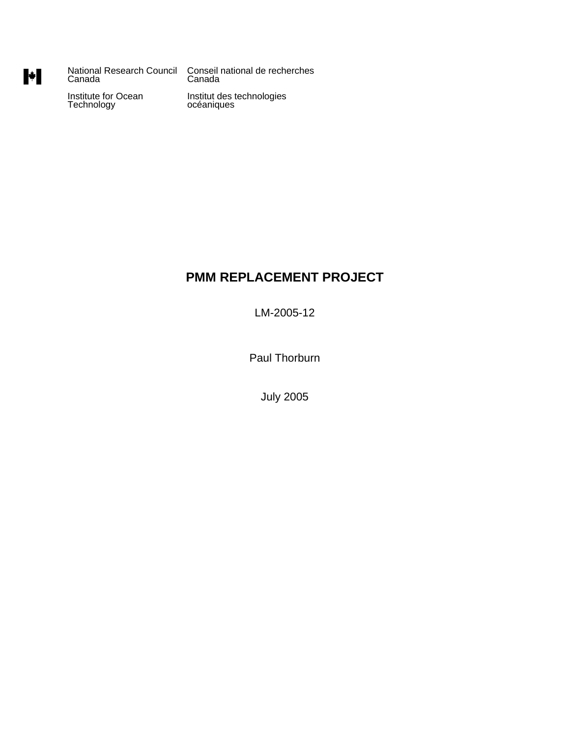National Research Council Canada | Conseil national de recherches Canada

Institute for Ocean Technology | Institut des technologies océaniques

# PMM REPLACEMENT PROJECT

LM-2005-12

Paul Thorburn

July 2005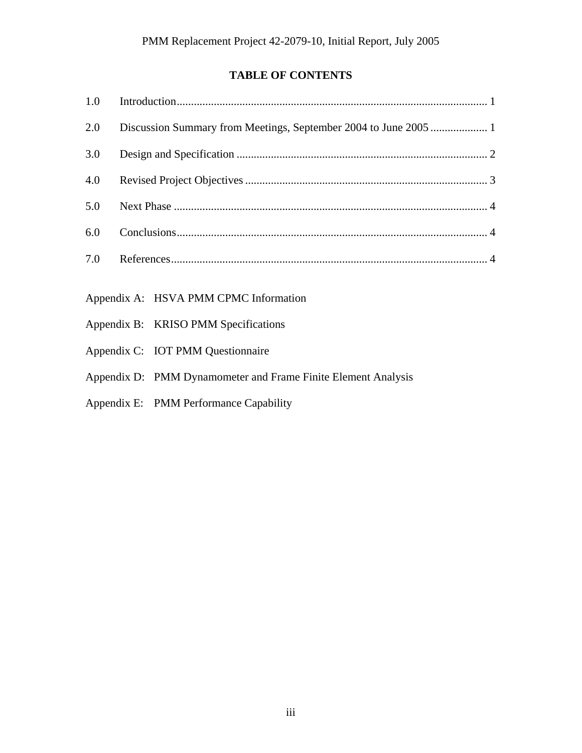# TABLE OF CONTENTS

| | | |
|---|---|---|
| 1.0 | Introduction | 1 |
| 2.0 | Discussion Summary from Meetings, September 2004 to June 2005 | 1 |
| 3.0 | Design and Specification | 2 |
| 4.0 | Revised Project Objectives | 3 |
| 5.0 | Next Phase | 4 |
| 6.0 | Conclusions | 4 |
| 7.0 | References | 4 |

Appendix A: HSVA PMM CPMC Information

Appendix B: KRISO PMM Specifications

Appendix C: IOT PMM Questionnaire

Appendix D: PMM Dynamometer and Frame Finite Element Analysis

Appendix E: PMM Performance Capability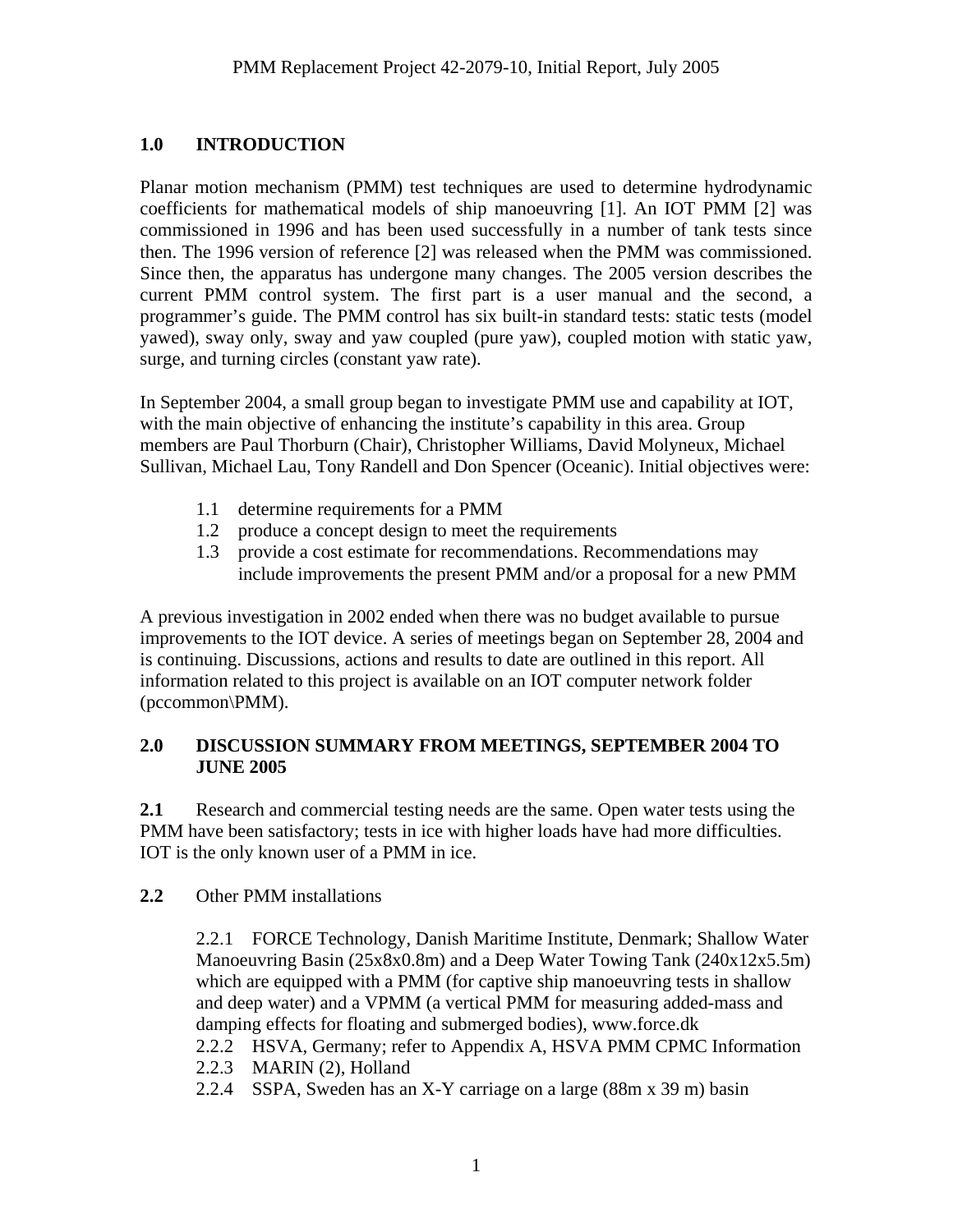## 1.0 INTRODUCTION

Planar motion mechanism (PMM) test techniques are used to determine hydrodynamic coefficients for mathematical models of ship manoeuvring [1]. An IOT PMM [2] was commissioned in 1996 and has been used successfully in a number of tank tests since then. The 1996 version of reference [2] was released when the PMM was commissioned. Since then, the apparatus has undergone many changes. The 2005 version describes the current PMM control system. The first part is a user manual and the second, a programmer's guide. The PMM control has six built-in standard tests: static tests (model yawed), sway only, sway and yaw coupled (pure yaw), coupled motion with static yaw, surge, and turning circles (constant yaw rate).

In September 2004, a small group began to investigate PMM use and capability at IOT, with the main objective of enhancing the institute's capability in this area. Group members are Paul Thorburn (Chair), Christopher Williams, David Molyneux, Michael Sullivan, Michael Lau, Tony Randell and Don Spencer (Oceanic). Initial objectives were:

- 1.1 determine requirements for a PMM
- 1.2 produce a concept design to meet the requirements
- 1.3 provide a cost estimate for recommendations. Recommendations may include improvements the present PMM and/or a proposal for a new PMM

A previous investigation in 2002 ended when there was no budget available to pursue improvements to the IOT device. A series of meetings began on September 28, 2004 and is continuing. Discussions, actions and results to date are outlined in this report. All information related to this project is available on an IOT computer network folder (pccommon\PMM).

## 2.0 DISCUSSION SUMMARY FROM MEETINGS, SEPTEMBER 2004 TO JUNE 2005

**2.1** Research and commercial testing needs are the same. Open water tests using the PMM have been satisfactory; tests in ice with higher loads have had more difficulties. IOT is the only known user of a PMM in ice.

**2.2** Other PMM installations

- 2.2.1 FORCE Technology, Danish Maritime Institute, Denmark; Shallow Water Manoeuvring Basin (25x8x0.8m) and a Deep Water Towing Tank (240x12x5.5m) which are equipped with a PMM (for captive ship manoeuvring tests in shallow and deep water) and a VPMM (a vertical PMM for measuring added-mass and damping effects for floating and submerged bodies), www.force.dk
- 2.2.2 HSVA, Germany; refer to Appendix A, HSVA PMM CPMC Information
- 2.2.3 MARIN (2), Holland
- 2.2.4 SSPA, Sweden has an X-Y carriage on a large (88m x 39 m) basin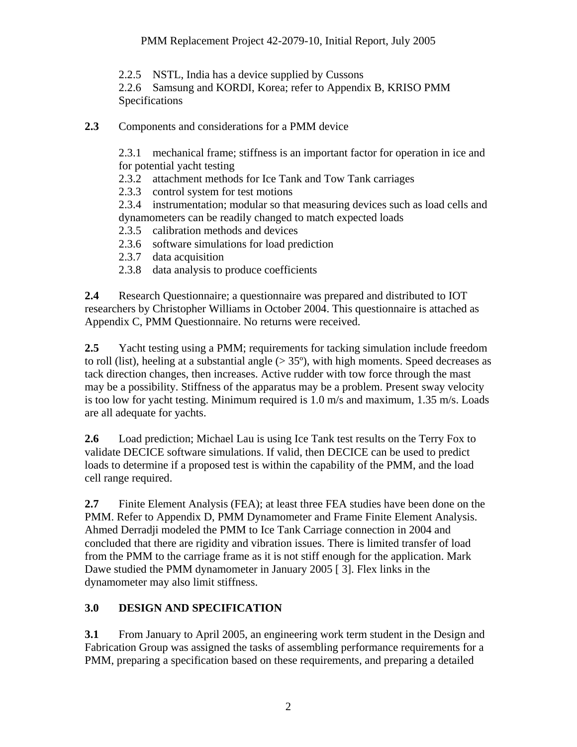2.2.5 NSTL, India has a device supplied by Cussons

2.2.6 Samsung and KORDI, Korea; refer to Appendix B, KRISO PMM Specifications

**2.3** Components and considerations for a PMM device

2.3.1 mechanical frame; stiffness is an important factor for operation in ice and for potential yacht testing

2.3.2 attachment methods for Ice Tank and Tow Tank carriages

2.3.3 control system for test motions

2.3.4 instrumentation; modular so that measuring devices such as load cells and dynamometers can be readily changed to match expected loads

2.3.5 calibration methods and devices

2.3.6 software simulations for load prediction

2.3.7 data acquisition

2.3.8 data analysis to produce coefficients

**2.4** Research Questionnaire; a questionnaire was prepared and distributed to IOT researchers by Christopher Williams in October 2004. This questionnaire is attached as Appendix C, PMM Questionnaire. No returns were received.

**2.5** Yacht testing using a PMM; requirements for tacking simulation include freedom to roll (list), heeling at a substantial angle (> 35º), with high moments. Speed decreases as tack direction changes, then increases. Active rudder with tow force through the mast may be a possibility. Stiffness of the apparatus may be a problem. Present sway velocity is too low for yacht testing. Minimum required is 1.0 m/s and maximum, 1.35 m/s. Loads are all adequate for yachts.

**2.6** Load prediction; Michael Lau is using Ice Tank test results on the Terry Fox to validate DECICE software simulations. If valid, then DECICE can be used to predict loads to determine if a proposed test is within the capability of the PMM, and the load cell range required.

**2.7** Finite Element Analysis (FEA); at least three FEA studies have been done on the PMM. Refer to Appendix D, PMM Dynamometer and Frame Finite Element Analysis. Ahmed Derradji modeled the PMM to Ice Tank Carriage connection in 2004 and concluded that there are rigidity and vibration issues. There is limited transfer of load from the PMM to the carriage frame as it is not stiff enough for the application. Mark Dawe studied the PMM dynamometer in January 2005 [ 3]. Flex links in the dynamometer may also limit stiffness.

## 3.0 DESIGN AND SPECIFICATION

**3.1** From January to April 2005, an engineering work term student in the Design and Fabrication Group was assigned the tasks of assembling performance requirements for a PMM, preparing a specification based on these requirements, and preparing a detailed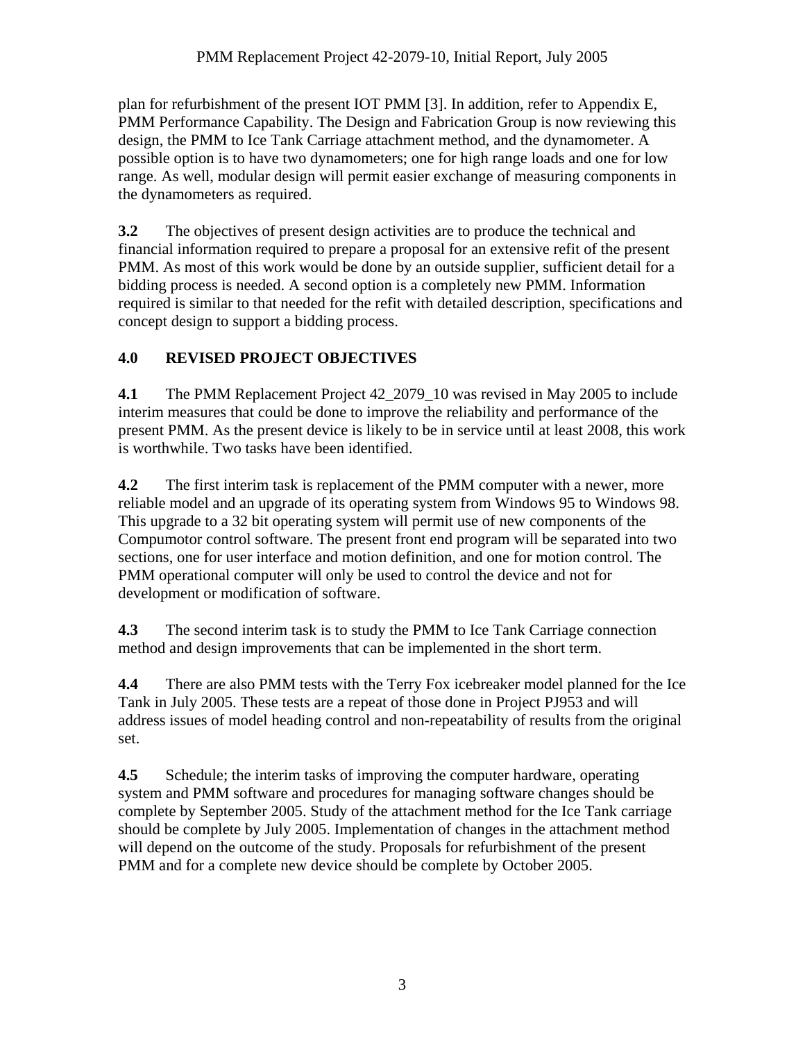plan for refurbishment of the present IOT PMM [3]. In addition, refer to Appendix E, PMM Performance Capability. The Design and Fabrication Group is now reviewing this design, the PMM to Ice Tank Carriage attachment method, and the dynamometer. A possible option is to have two dynamometers; one for high range loads and one for low range. As well, modular design will permit easier exchange of measuring components in the dynamometers as required.

**3.2** The objectives of present design activities are to produce the technical and financial information required to prepare a proposal for an extensive refit of the present PMM. As most of this work would be done by an outside supplier, sufficient detail for a bidding process is needed. A second option is a completely new PMM. Information required is similar to that needed for the refit with detailed description, specifications and concept design to support a bidding process.

## 4.0 REVISED PROJECT OBJECTIVES

**4.1** The PMM Replacement Project 42_2079_10 was revised in May 2005 to include interim measures that could be done to improve the reliability and performance of the present PMM. As the present device is likely to be in service until at least 2008, this work is worthwhile. Two tasks have been identified.

**4.2** The first interim task is replacement of the PMM computer with a newer, more reliable model and an upgrade of its operating system from Windows 95 to Windows 98. This upgrade to a 32 bit operating system will permit use of new components of the Compumotor control software. The present front end program will be separated into two sections, one for user interface and motion definition, and one for motion control. The PMM operational computer will only be used to control the device and not for development or modification of software.

**4.3** The second interim task is to study the PMM to Ice Tank Carriage connection method and design improvements that can be implemented in the short term.

**4.4** There are also PMM tests with the Terry Fox icebreaker model planned for the Ice Tank in July 2005. These tests are a repeat of those done in Project PJ953 and will address issues of model heading control and non-repeatability of results from the original set.

**4.5** Schedule; the interim tasks of improving the computer hardware, operating system and PMM software and procedures for managing software changes should be complete by September 2005. Study of the attachment method for the Ice Tank carriage should be complete by July 2005. Implementation of changes in the attachment method will depend on the outcome of the study. Proposals for refurbishment of the present PMM and for a complete new device should be complete by October 2005.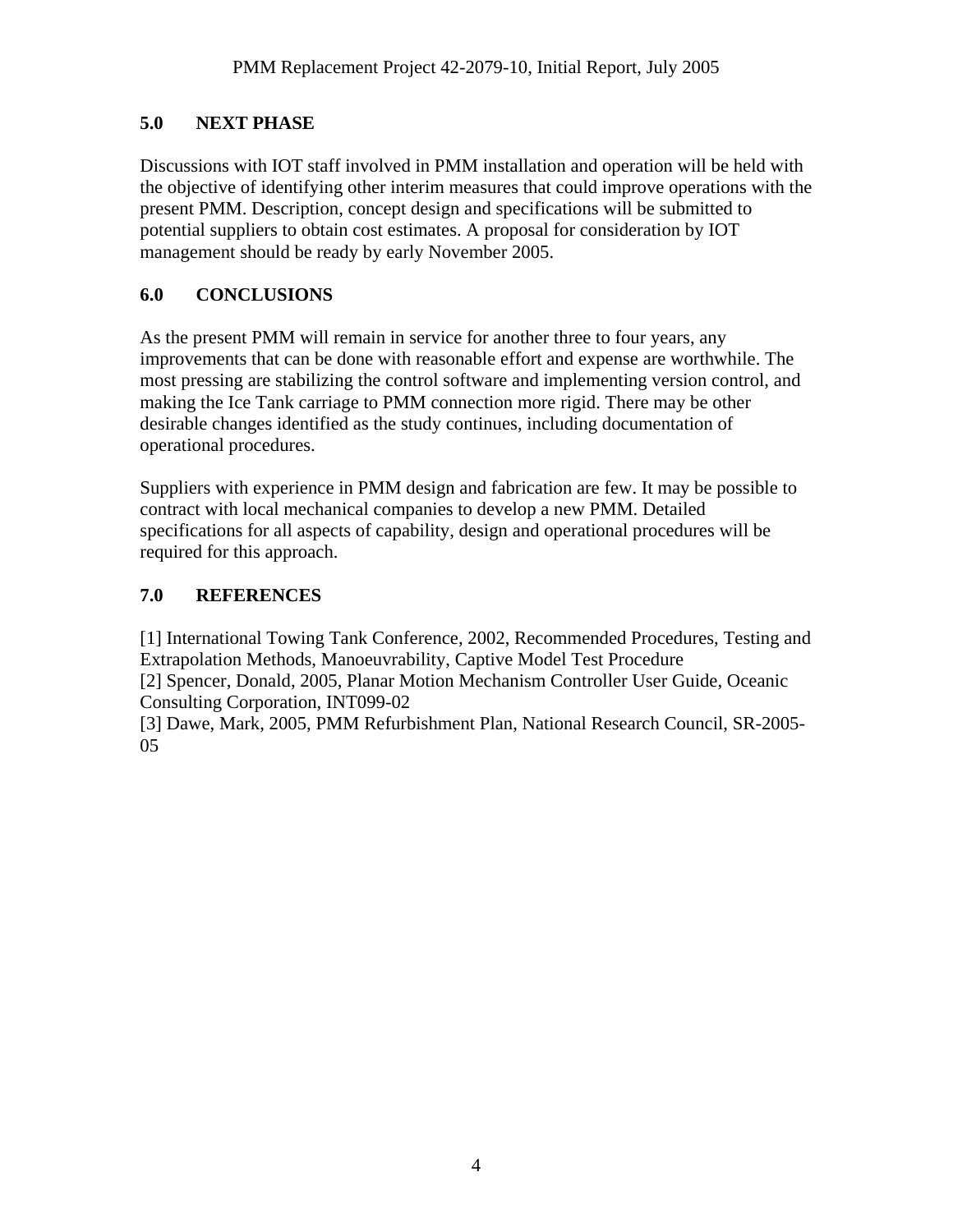## 5.0 NEXT PHASE

Discussions with IOT staff involved in PMM installation and operation will be held with the objective of identifying other interim measures that could improve operations with the present PMM. Description, concept design and specifications will be submitted to potential suppliers to obtain cost estimates. A proposal for consideration by IOT management should be ready by early November 2005.

## 6.0 CONCLUSIONS

As the present PMM will remain in service for another three to four years, any improvements that can be done with reasonable effort and expense are worthwhile. The most pressing are stabilizing the control software and implementing version control, and making the Ice Tank carriage to PMM connection more rigid. There may be other desirable changes identified as the study continues, including documentation of operational procedures.

Suppliers with experience in PMM design and fabrication are few. It may be possible to contract with local mechanical companies to develop a new PMM. Detailed specifications for all aspects of capability, design and operational procedures will be required for this approach.

## 7.0 REFERENCES

[1] International Towing Tank Conference, 2002, Recommended Procedures, Testing and Extrapolation Methods, Manoeuvrability, Captive Model Test Procedure
[2] Spencer, Donald, 2005, Planar Motion Mechanism Controller User Guide, Oceanic Consulting Corporation, INT099-02
[3] Dawe, Mark, 2005, PMM Refurbishment Plan, National Research Council, SR-2005-05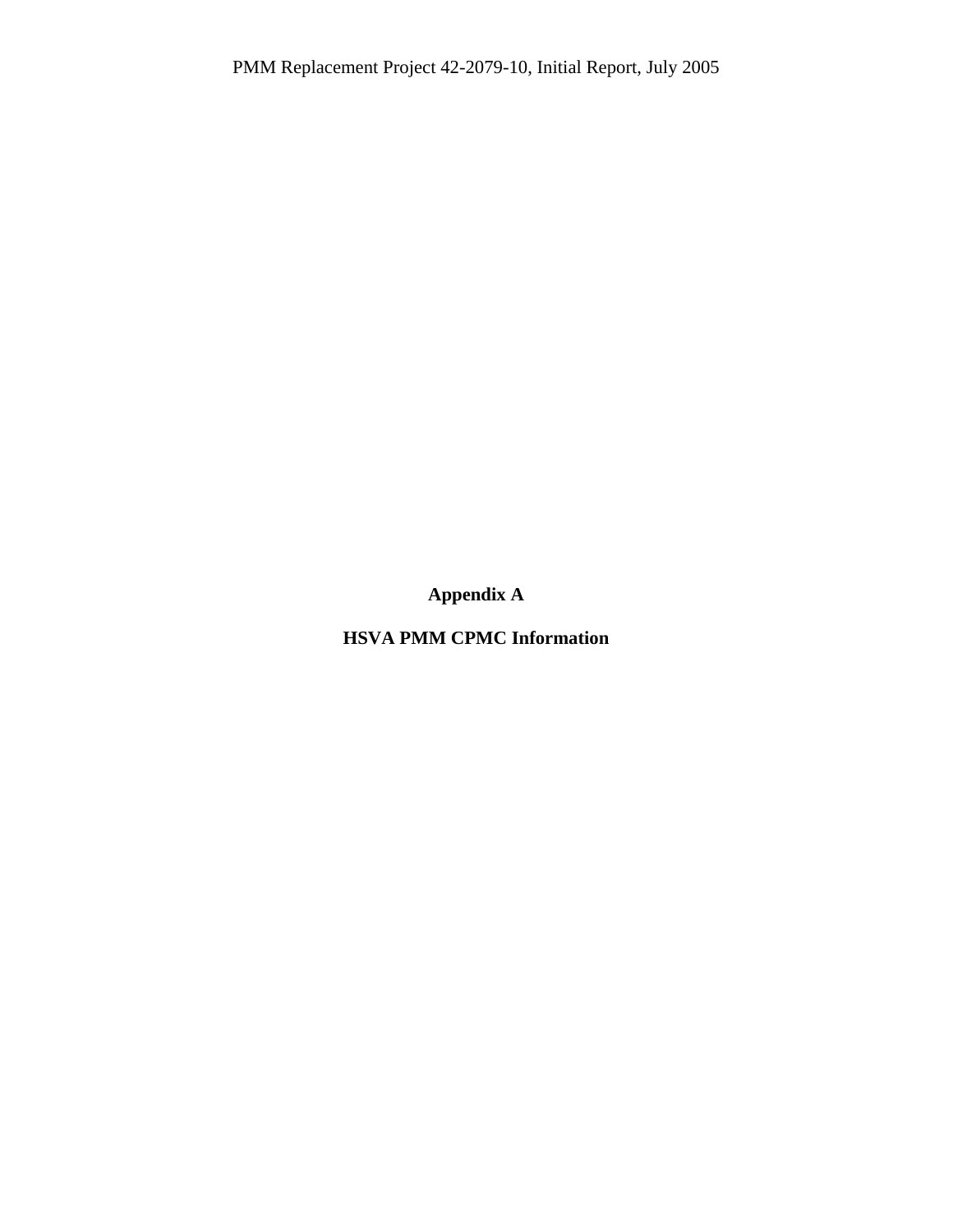# Appendix A

## HSVA PMM CPMC Information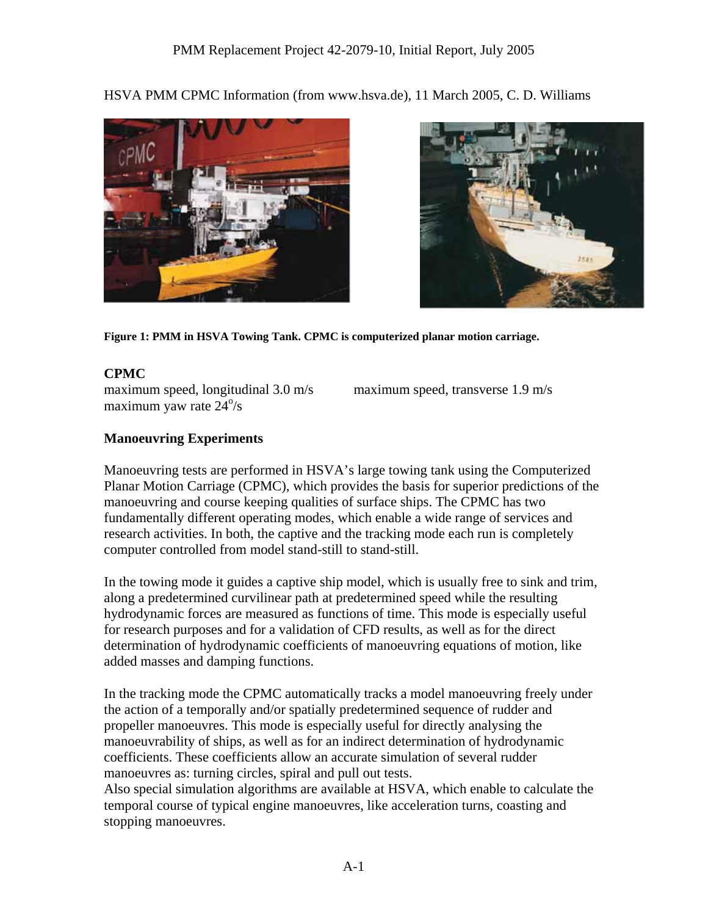HSVA PMM CPMC Information (from www.hsva.de), 11 March 2005, C. D. Williams

**Figure 1: PMM in HSVA Towing Tank. CPMC is computerized planar motion carriage.**

**CPMC**

maximum speed, longitudinal 3.0 m/s

maximum speed, transverse 1.9 m/s

maximum yaw rate $24^o$/s

## Manoeuvring Experiments

Manoeuvring tests are performed in HSVA's large towing tank using the Computerized Planar Motion Carriage (CPMC), which provides the basis for superior predictions of the manoeuvring and course keeping qualities of surface ships. The CPMC has two fundamentally different operating modes, which enable a wide range of services and research activities. In both, the captive and the tracking mode each run is completely computer controlled from model stand-still to stand-still.

In the towing mode it guides a captive ship model, which is usually free to sink and trim, along a predetermined curvilinear path at predetermined speed while the resulting hydrodynamic forces are measured as functions of time. This mode is especially useful for research purposes and for a validation of CFD results, as well as for the direct determination of hydrodynamic coefficients of manoeuvring equations of motion, like added masses and damping functions.

In the tracking mode the CPMC automatically tracks a model manoeuvring freely under the action of a temporally and/or spatially predetermined sequence of rudder and propeller manoeuvres. This mode is especially useful for directly analysing the manoeuvrability of ships, as well as for an indirect determination of hydrodynamic coefficients. These coefficients allow an accurate simulation of several rudder manoeuvres as: turning circles, spiral and pull out tests.

Also special simulation algorithms are available at HSVA, which enable to calculate the temporal course of typical engine manoeuvres, like acceleration turns, coasting and stopping manoeuvres.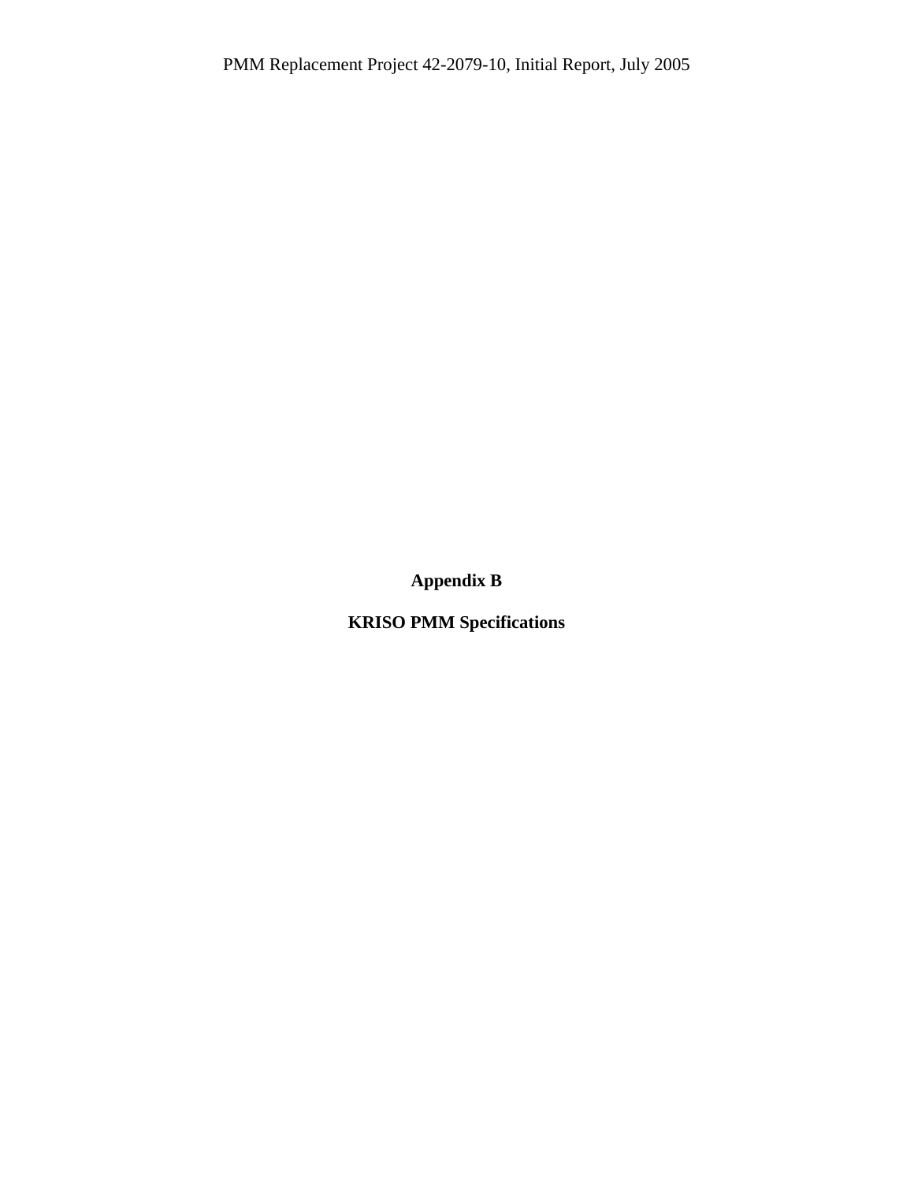# Appendix B

## KRISO PMM Specifications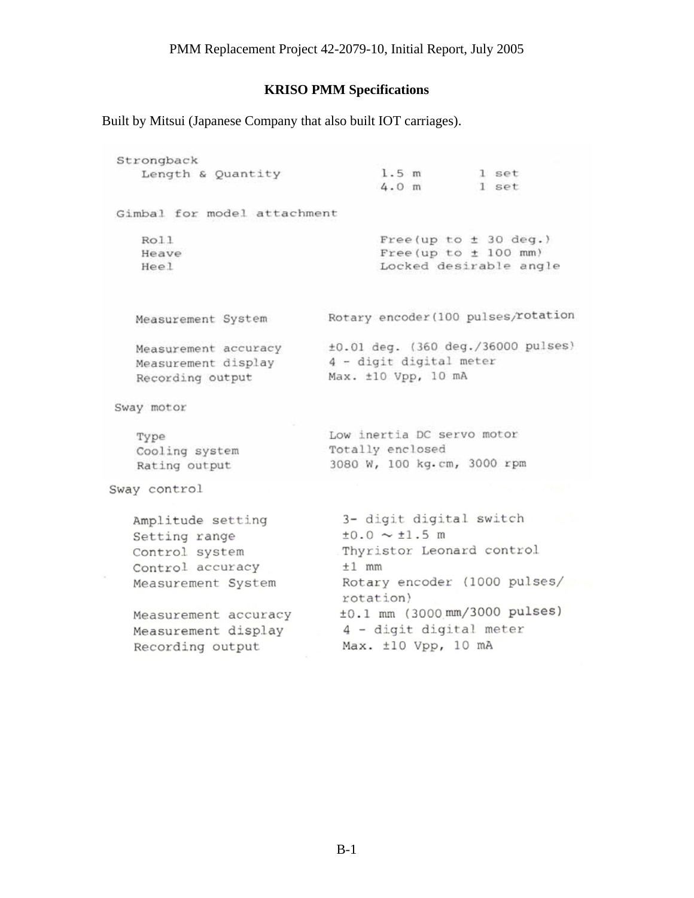## KRISO PMM Specifications

Built by Mitsui (Japanese Company that also built IOT carriages).

**Strongback**

| | | |
|---|---|---|
| Length & Quantity | 1.5 m | 1 set |
| | 4.0 m | 1 set |

**Gimbal for model attachment**

| | |
|---|---|
| Roll | Free(up to ± 30 deg.) |
| Heave | Free(up to ± 100 mm) |
| Heel | Locked desirable angle |

| | |
|---|---|
| Measurement System | Rotary encoder(100 pulses/rotation |
| Measurement accuracy | ±0.01 deg. (360 deg./36000 pulses) |
| Measurement display | 4 - digit digital meter |
| Recording output | Max. ±10 Vpp, 10 mA |

**Sway motor**

| | |
|---|---|
| Type | Low inertia DC servo motor |
| Cooling system | Totally enclosed |
| Rating output | 3080 W, 100 kg.cm, 3000 rpm |

**Sway control**

| | |
|---|---|
| Amplitude setting | 3- digit digital switch |
| Setting range | ±0.0 ~ ±1.5 m |
| Control system | Thyristor Leonard control |
| Control accuracy | ±1 mm |
| Measurement System | Rotary encoder (1000 pulses/rotation) |
| Measurement accuracy | ±0.1 mm (3000 mm/3000 pulses) |
| Measurement display | 4 - digit digital meter |
| Recording output | Max. ±10 Vpp, 10 mA |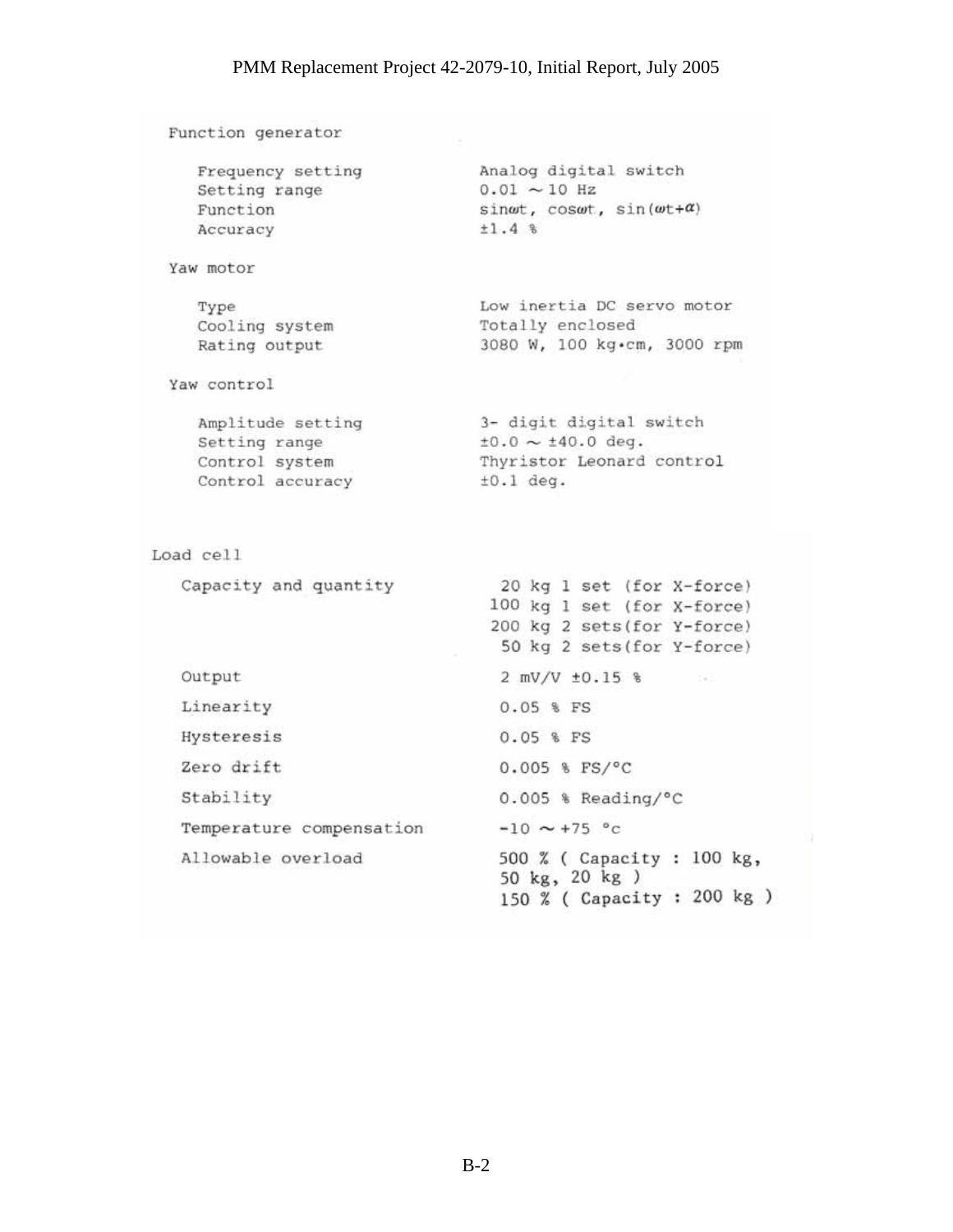## Function generator

| | |
|---|---|
| Frequency setting | Analog digital switch |
| Setting range | 0.01 ∼ 10 Hz |
| Function | $\sin\omega t$, $\cos\omega t$, $\sin(\omega t+\alpha)$ |
| Accuracy | ±1.4 % |

## Yaw motor

| | |
|---|---|
| Type | Low inertia DC servo motor |
| Cooling system | Totally enclosed |
| Rating output | 3080 W, 100 kg•cm, 3000 rpm |

## Yaw control

| | |
|---|---|
| Amplitude setting | 3- digit digital switch |
| Setting range | ±0.0 ∼ ±40.0 deg. |
| Control system | Thyristor Leonard control |
| Control accuracy | ±0.1 deg. |

## Load cell

| | |
|---|---|
| Capacity and quantity | 20 kg 1 set (for X-force)<br>100 kg 1 set (for X-force)<br>200 kg 2 sets(for Y-force)<br>50 kg 2 sets(for Y-force) |
| Output | 2 mV/V ±0.15 % |
| Linearity | 0.05 % FS |
| Hysteresis | 0.05 % FS |
| Zero drift | 0.005 % FS/°C |
| Stability | 0.005 % Reading/°C |
| Temperature compensation | -10 ∼ +75 °c |
| Allowable overload | 500 % ( Capacity : 100 kg, 50 kg, 20 kg )<br>150 % ( Capacity : 200 kg ) |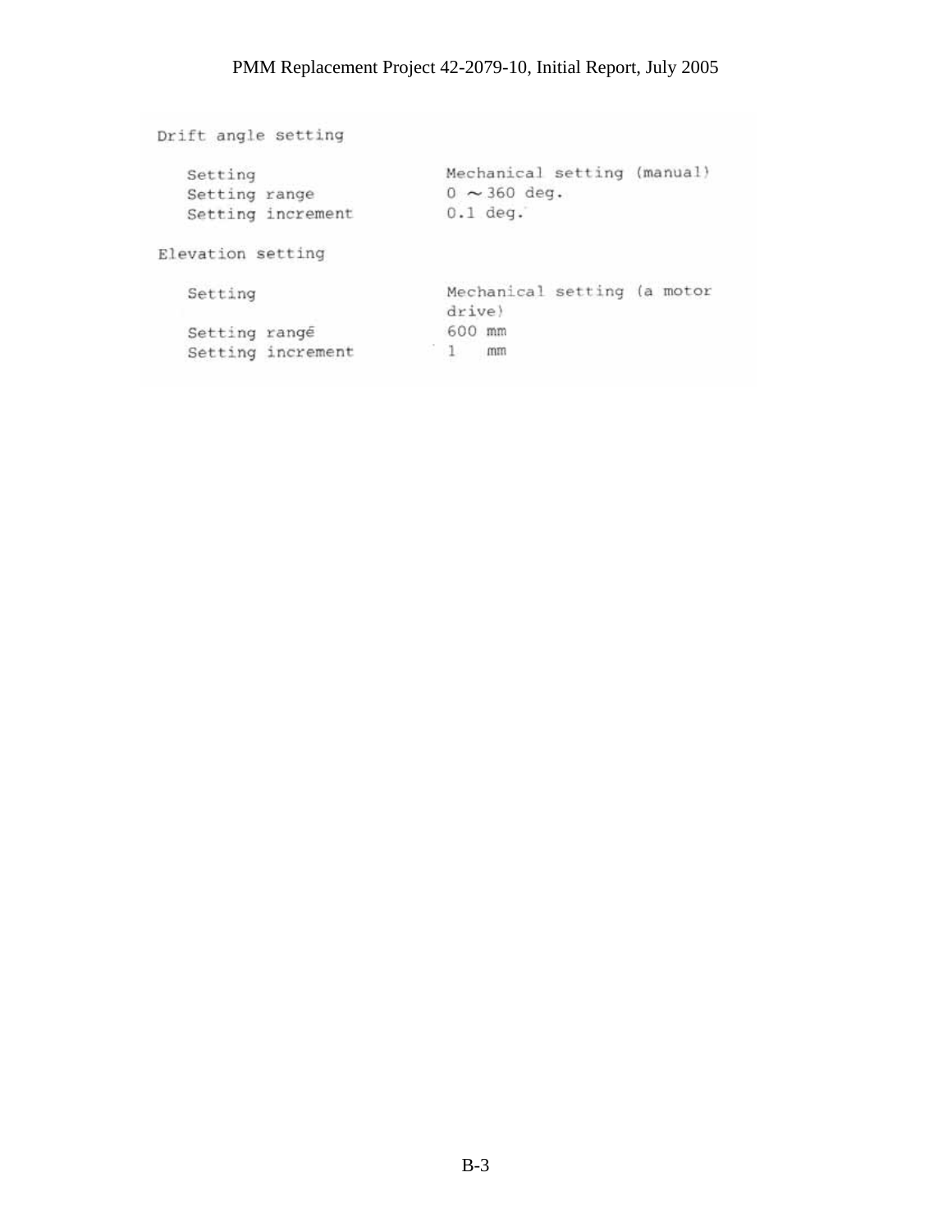Drift angle setting

| | |
|---|---|
| Setting | Mechanical setting (manual) |
| Setting range | 0 ~ 360 deg. |
| Setting increment | 0.1 deg. |

Elevation setting

| | |
|---|---|
| Setting | Mechanical setting (a motor drive) |
| Setting rangé | 600 mm |
| Setting increment | 1 mm |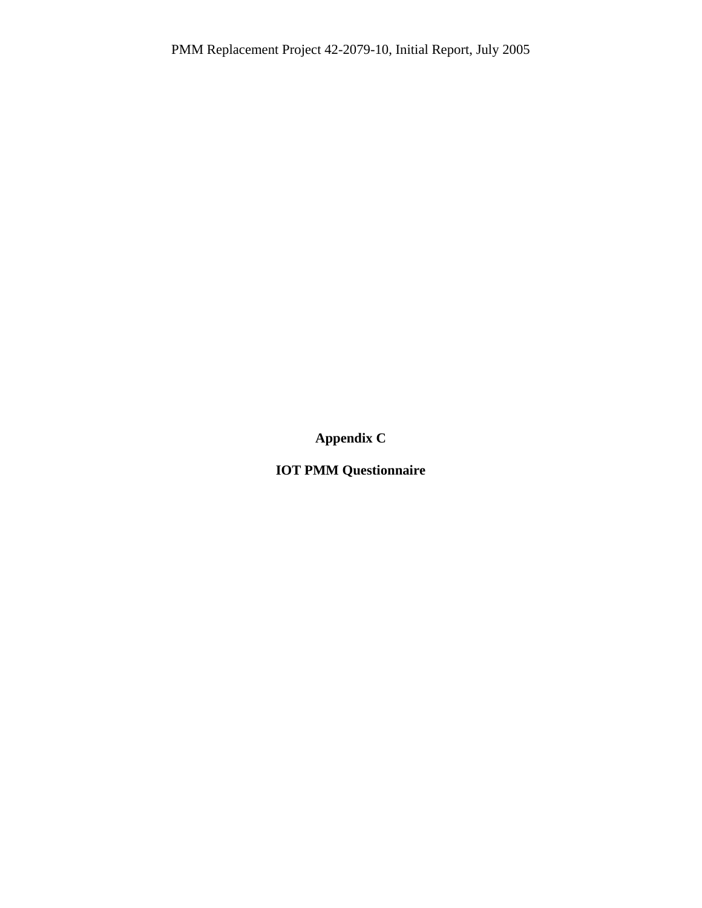# Appendix C

## IOT PMM Questionnaire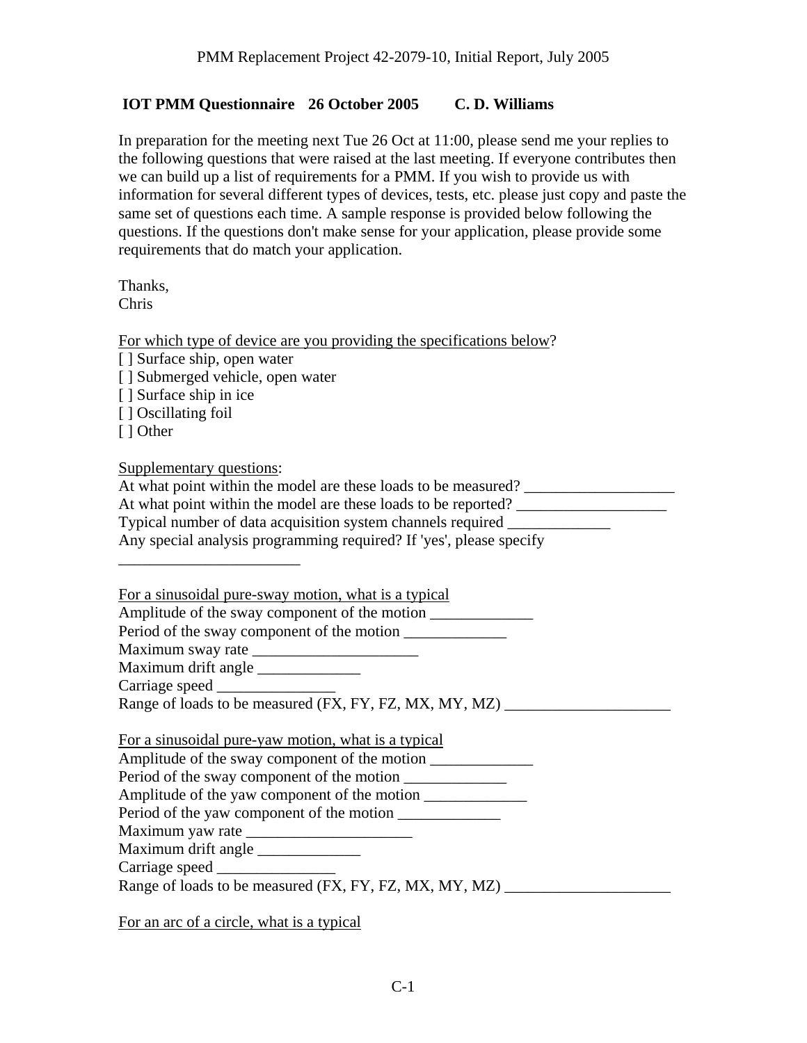**IOT PMM Questionnaire 26 October 2005 C. D. Williams**

In preparation for the meeting next Tue 26 Oct at 11:00, please send me your replies to the following questions that were raised at the last meeting. If everyone contributes then we can build up a list of requirements for a PMM. If you wish to provide us with information for several different types of devices, tests, etc. please just copy and paste the same set of questions each time. A sample response is provided below following the questions. If the questions don't make sense for your application, please provide some requirements that do match your application.

Thanks,
Chris

<u>For which type of device are you providing the specifications below</u>?

[ ] Surface ship, open water
[ ] Submerged vehicle, open water
[ ] Surface ship in ice
[ ] Oscillating foil
[ ] Other

<u>Supplementary questions</u>:

At what point within the model are these loads to be measured? ___________________
At what point within the model are these loads to be reported? ___________________
Typical number of data acquisition system channels required _____________
Any special analysis programming required? If 'yes', please specify _______________________

<u>For a sinusoidal pure-sway motion, what is a typical</u>

Amplitude of the sway component of the motion _____________
Period of the sway component of the motion _____________
Maximum sway rate _____________________
Maximum drift angle _____________
Carriage speed _______________
Range of loads to be measured (FX, FY, FZ, MX, MY, MZ) _____________________

<u>For a sinusoidal pure-yaw motion, what is a typical</u>

Amplitude of the sway component of the motion _____________
Period of the sway component of the motion _____________
Amplitude of the yaw component of the motion _____________
Period of the yaw component of the motion _____________
Maximum yaw rate _____________________
Maximum drift angle _____________
Carriage speed _______________
Range of loads to be measured (FX, FY, FZ, MX, MY, MZ) _____________________

<u>For an arc of a circle, what is a typical</u>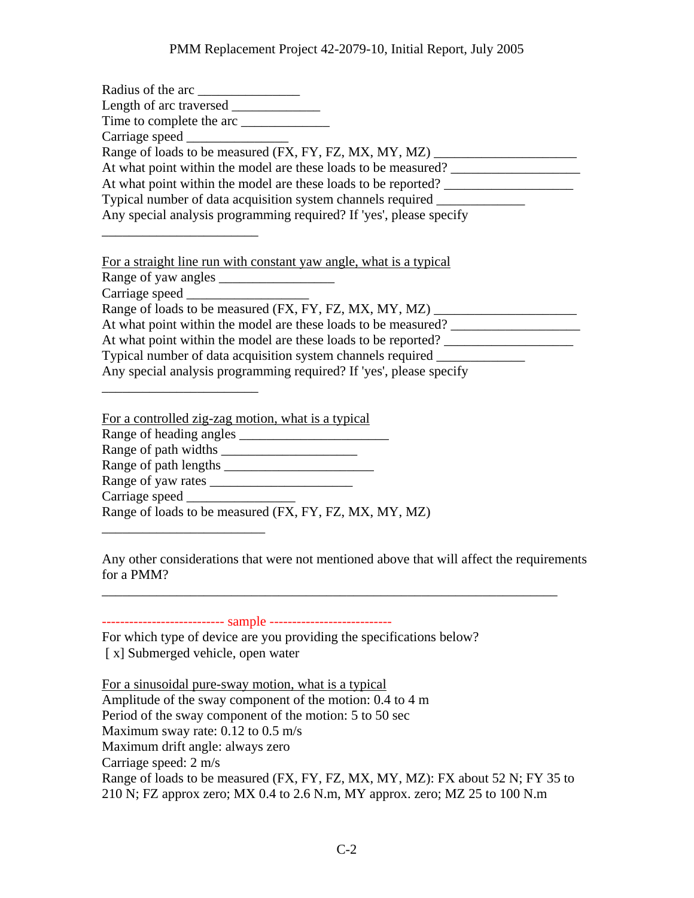Radius of the arc _______________
Length of arc traversed _____________
Time to complete the arc _____________
Carriage speed _______________
Range of loads to be measured (FX, FY, FZ, MX, MY, MZ) _____________________
At what point within the model are these loads to be measured? ___________________
At what point within the model are these loads to be reported? ___________________
Typical number of data acquisition system channels required _____________
Any special analysis programming required? If 'yes', please specify

_______________________

<u>For a straight line run with constant yaw angle, what is a typical</u>
Range of yaw angles _________________
Carriage speed __________________
Range of loads to be measured (FX, FY, FZ, MX, MY, MZ) _____________________
At what point within the model are these loads to be measured? ___________________
At what point within the model are these loads to be reported? ___________________
Typical number of data acquisition system channels required _____________
Any special analysis programming required? If 'yes', please specify

_______________________

<u>For a controlled zig-zag motion, what is a typical</u>
Range of heading angles ______________________
Range of path widths ____________________
Range of path lengths ______________________
Range of yaw rates _____________________
Carriage speed ________________
Range of loads to be measured (FX, FY, FZ, MX, MY, MZ)

________________________

Any other considerations that were not mentioned above that will affect the requirements for a PMM?

___________________________________________________________________

-------------------------- sample --------------------------
For which type of device are you providing the specifications below?
[ x] Submerged vehicle, open water

<u>For a sinusoidal pure-sway motion, what is a typical</u>
Amplitude of the sway component of the motion: 0.4 to 4 m
Period of the sway component of the motion: 5 to 50 sec
Maximum sway rate: 0.12 to 0.5 m/s
Maximum drift angle: always zero
Carriage speed: 2 m/s
Range of loads to be measured (FX, FY, FZ, MX, MY, MZ): FX about 52 N; FY 35 to 210 N; FZ approx zero; MX 0.4 to 2.6 N.m, MY approx. zero; MZ 25 to 100 N.m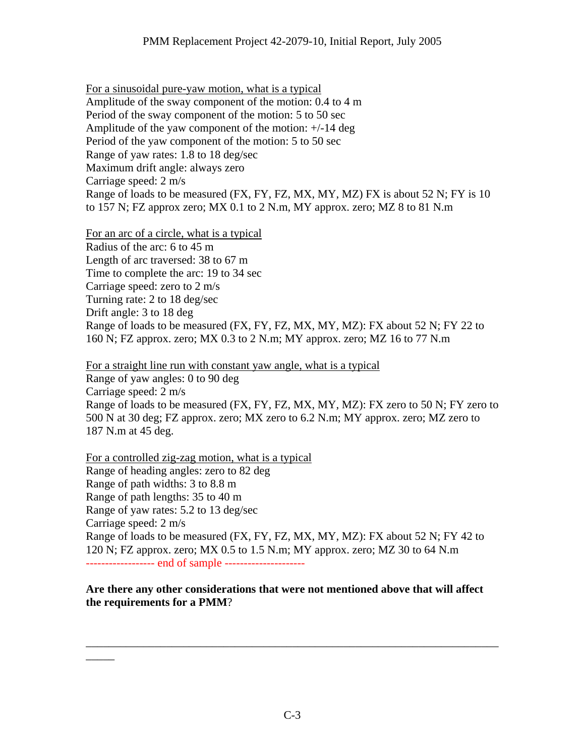<u>For a sinusoidal pure-yaw motion, what is a typical</u>
Amplitude of the sway component of the motion: 0.4 to 4 m
Period of the sway component of the motion: 5 to 50 sec
Amplitude of the yaw component of the motion: +/-14 deg
Period of the yaw component of the motion: 5 to 50 sec
Range of yaw rates: 1.8 to 18 deg/sec
Maximum drift angle: always zero
Carriage speed: 2 m/s
Range of loads to be measured (FX, FY, FZ, MX, MY, MZ) FX is about 52 N; FY is 10 to 157 N; FZ approx zero; MX 0.1 to 2 N.m, MY approx. zero; MZ 8 to 81 N.m

<u>For an arc of a circle, what is a typical</u>
Radius of the arc: 6 to 45 m
Length of arc traversed: 38 to 67 m
Time to complete the arc: 19 to 34 sec
Carriage speed: zero to 2 m/s
Turning rate: 2 to 18 deg/sec
Drift angle: 3 to 18 deg
Range of loads to be measured (FX, FY, FZ, MX, MY, MZ): FX about 52 N; FY 22 to 160 N; FZ approx. zero; MX 0.3 to 2 N.m; MY approx. zero; MZ 16 to 77 N.m

<u>For a straight line run with constant yaw angle, what is a typical</u>
Range of yaw angles: 0 to 90 deg
Carriage speed: 2 m/s
Range of loads to be measured (FX, FY, FZ, MX, MY, MZ): FX zero to 50 N; FY zero to 500 N at 30 deg; FZ approx. zero; MX zero to 6.2 N.m; MY approx. zero; MZ zero to 187 N.m at 45 deg.

<u>For a controlled zig-zag motion, what is a typical</u>
Range of heading angles: zero to 82 deg
Range of path widths: 3 to 8.8 m
Range of path lengths: 35 to 40 m
Range of yaw rates: 5.2 to 13 deg/sec
Carriage speed: 2 m/s
Range of loads to be measured (FX, FY, FZ, MX, MY, MZ): FX about 52 N; FY 42 to 120 N; FZ approx. zero; MX 0.5 to 1.5 N.m; MY approx. zero; MZ 30 to 64 N.m
----------------- end of sample --------------------

**Are there any other considerations that were not mentioned above that will affect the requirements for a PMM**?

___________________________________________________________________________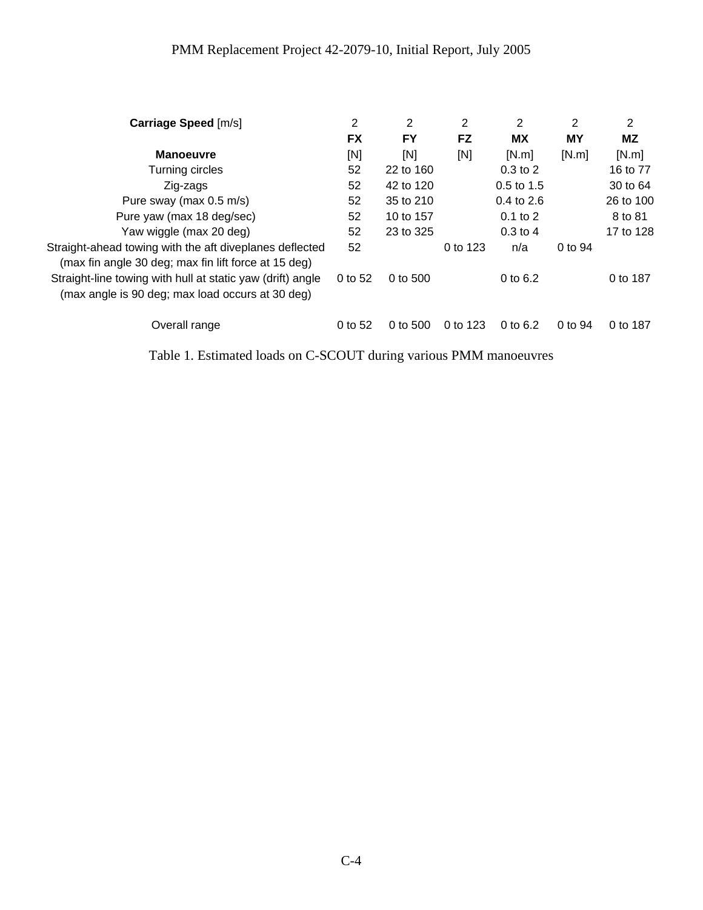| **Carriage Speed** [m/s] | 2 | 2 | 2 | 2 | 2 | 2 |
|---|---|---|---|---|---|---|
| | **FX** | **FY** | **FZ** | **MX** | **MY** | **MZ** |
| **Manoeuvre** | [N] | [N] | [N] | [N.m] | [N.m] | [N.m] |
| Turning circles | 52 | 22 to 160 | | 0.3 to 2 | | 16 to 77 |
| Zig-zags | 52 | 42 to 120 | | 0.5 to 1.5 | | 30 to 64 |
| Pure sway (max 0.5 m/s) | 52 | 35 to 210 | | 0.4 to 2.6 | | 26 to 100 |
| Pure yaw (max 18 deg/sec) | 52 | 10 to 157 | | 0.1 to 2 | | 8 to 81 |
| Yaw wiggle (max 20 deg) | 52 | 23 to 325 | | 0.3 to 4 | | 17 to 128 |
| Straight-ahead towing with the aft diveplanes deflected (max fin angle 30 deg; max fin lift force at 15 deg) | 52 | | 0 to 123 | n/a | 0 to 94 | |
| Straight-line towing with hull at static yaw (drift) angle (max angle is 90 deg; max load occurs at 30 deg) | 0 to 52 | 0 to 500 | | 0 to 6.2 | | 0 to 187 |
| Overall range | 0 to 52 | 0 to 500 | 0 to 123 | 0 to 6.2 | 0 to 94 | 0 to 187 |

Table 1. Estimated loads on C-SCOUT during various PMM manoeuvres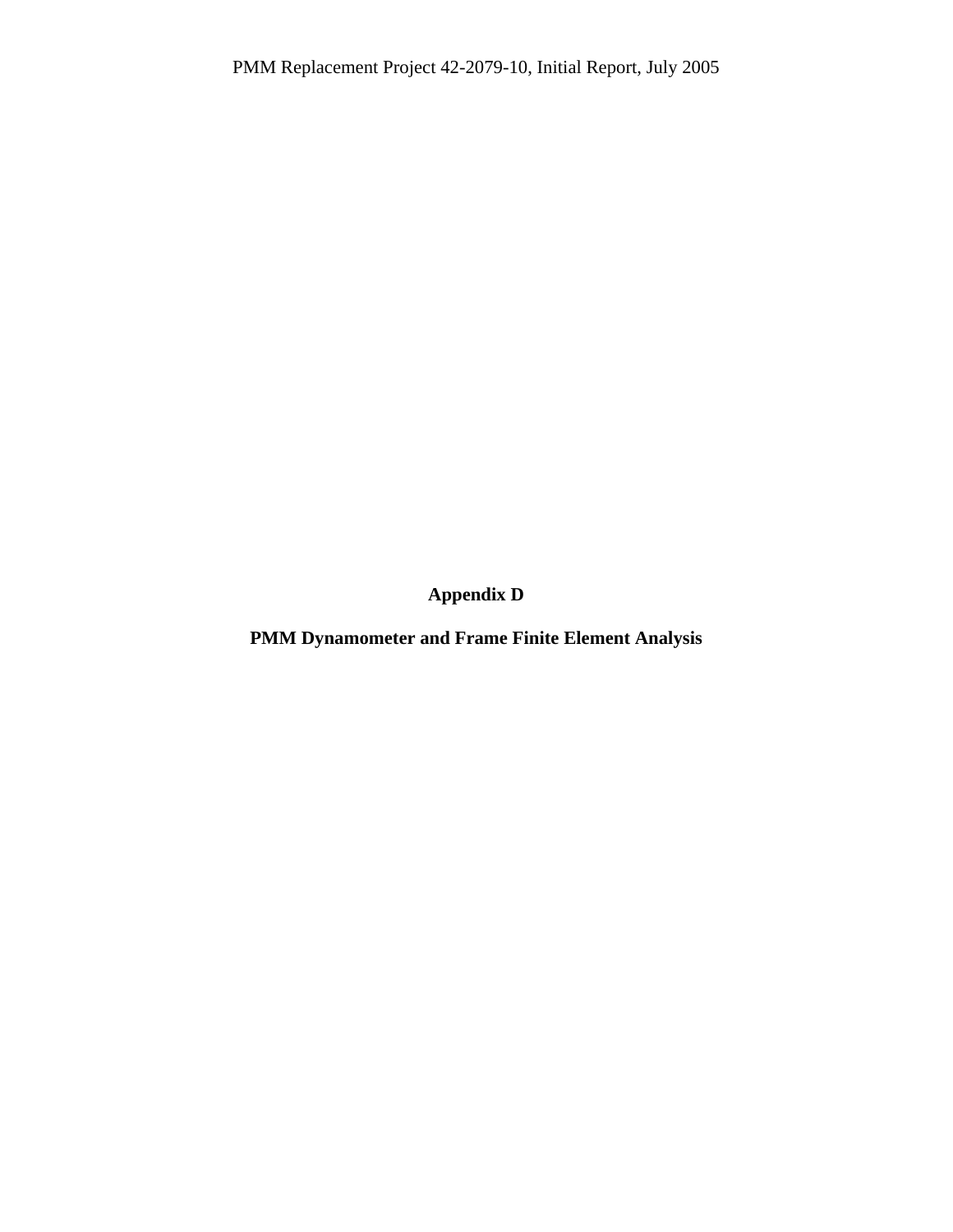# Appendix D

## PMM Dynamometer and Frame Finite Element Analysis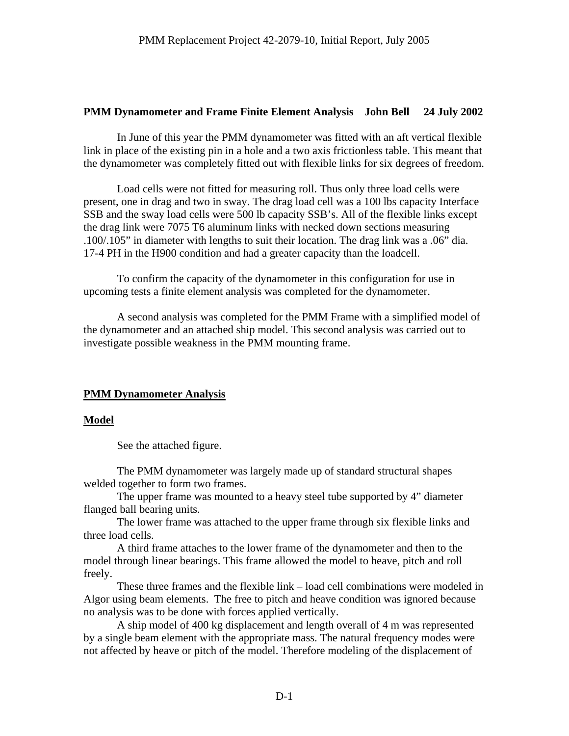**PMM Dynamometer and Frame Finite Element Analysis    John Bell    24 July 2002**

In June of this year the PMM dynamometer was fitted with an aft vertical flexible link in place of the existing pin in a hole and a two axis frictionless table. This meant that the dynamometer was completely fitted out with flexible links for six degrees of freedom.

Load cells were not fitted for measuring roll. Thus only three load cells were present, one in drag and two in sway. The drag load cell was a 100 lbs capacity Interface SSB and the sway load cells were 500 lb capacity SSB's. All of the flexible links except the drag link were 7075 T6 aluminum links with necked down sections measuring .100/.105" in diameter with lengths to suit their location. The drag link was a .06" dia. 17-4 PH in the H900 condition and had a greater capacity than the loadcell.

To confirm the capacity of the dynamometer in this configuration for use in upcoming tests a finite element analysis was completed for the dynamometer.

A second analysis was completed for the PMM Frame with a simplified model of the dynamometer and an attached ship model. This second analysis was carried out to investigate possible weakness in the PMM mounting frame.

## PMM Dynamometer Analysis

### Model

See the attached figure.

The PMM dynamometer was largely made up of standard structural shapes welded together to form two frames.

The upper frame was mounted to a heavy steel tube supported by 4" diameter flanged ball bearing units.

The lower frame was attached to the upper frame through six flexible links and three load cells.

A third frame attaches to the lower frame of the dynamometer and then to the model through linear bearings. This frame allowed the model to heave, pitch and roll freely.

These three frames and the flexible link – load cell combinations were modeled in Algor using beam elements. The free to pitch and heave condition was ignored because no analysis was to be done with forces applied vertically.

A ship model of 400 kg displacement and length overall of 4 m was represented by a single beam element with the appropriate mass. The natural frequency modes were not affected by heave or pitch of the model. Therefore modeling of the displacement of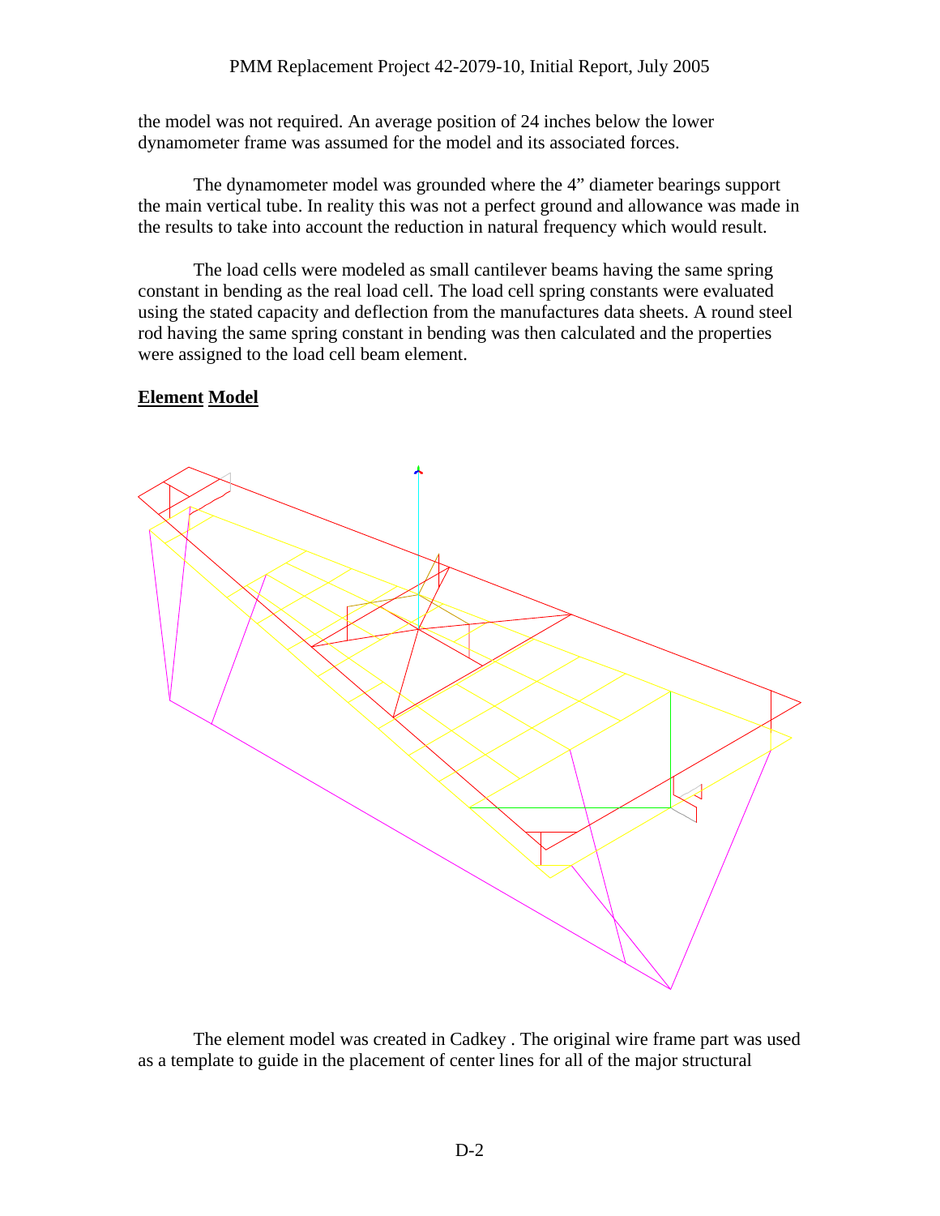the model was not required. An average position of 24 inches below the lower dynamometer frame was assumed for the model and its associated forces.

The dynamometer model was grounded where the 4” diameter bearings support the main vertical tube. In reality this was not a perfect ground and allowance was made in the results to take into account the reduction in natural frequency which would result.

The load cells were modeled as small cantilever beams having the same spring constant in bending as the real load cell. The load cell spring constants were evaluated using the stated capacity and deflection from the manufactures data sheets. A round steel rod having the same spring constant in bending was then calculated and the properties were assigned to the load cell beam element.

**Element Model**

The element model was created in Cadkey . The original wire frame part was used as a template to guide in the placement of center lines for all of the major structural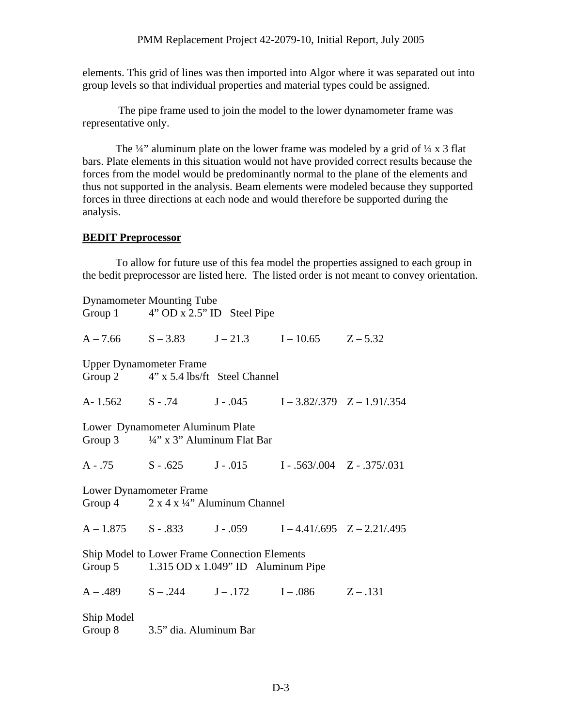elements. This grid of lines was then imported into Algor where it was separated out into group levels so that individual properties and material types could be assigned.

The pipe frame used to join the model to the lower dynamometer frame was representative only.

The ¼" aluminum plate on the lower frame was modeled by a grid of ¼ x 3 flat bars. Plate elements in this situation would not have provided correct results because the forces from the model would be predominantly normal to the plane of the elements and thus not supported in the analysis. Beam elements were modeled because they supported forces in three directions at each node and would therefore be supported during the analysis.

## BEDIT Preprocessor

To allow for future use of this fea model the properties assigned to each group in the bedit preprocessor are listed here. The listed order is not meant to convey orientation.

Dynamometer Mounting Tube
Group 1 4" OD x 2.5" ID Steel Pipe

A – 7.66 S – 3.83 J – 21.3 I – 10.65 Z – 5.32

Upper Dynamometer Frame
Group 2 4" x 5.4 lbs/ft Steel Channel

A- 1.562 S - .74 J - .045 I – 3.82/.379 Z – 1.91/.354

Lower Dynamometer Aluminum Plate
Group 3 ¼" x 3" Aluminum Flat Bar

A - .75 S - .625 J - .015 I - .563/.004 Z - .375/.031

Lower Dynamometer Frame
Group 4 2 x 4 x ¼" Aluminum Channel

A – 1.875 S - .833 J - .059 I – 4.41/.695 Z – 2.21/.495

Ship Model to Lower Frame Connection Elements
Group 5 1.315 OD x 1.049" ID Aluminum Pipe

A – .489 S – .244 J – .172 I – .086 Z – .131

Ship Model
Group 8 3.5" dia. Aluminum Bar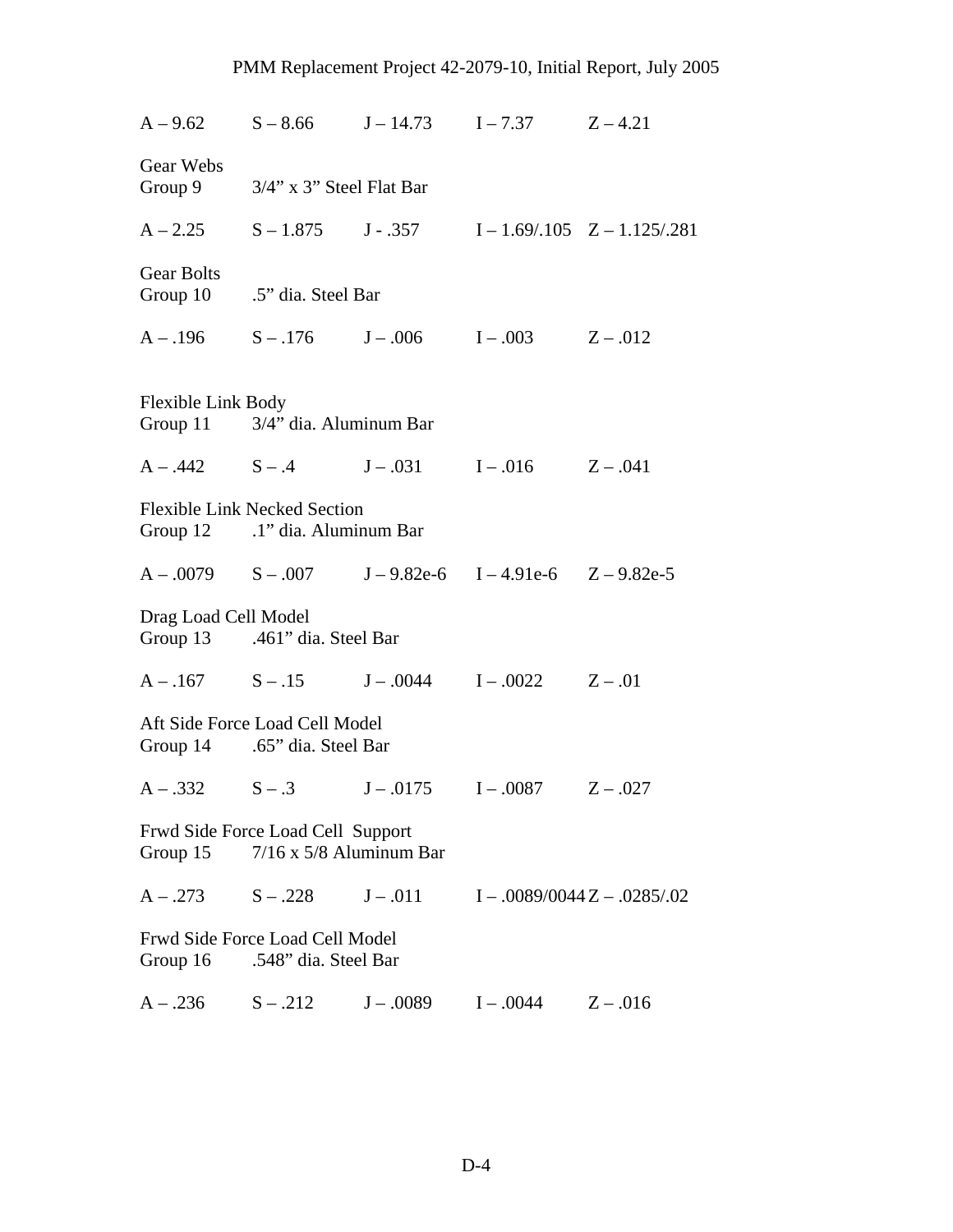A – 9.62 S – 8.66 J – 14.73 I – 7.37 Z – 4.21

Gear Webs
Group 9 3/4” x 3” Steel Flat Bar

A – 2.25 S – 1.875 J - .357 I – 1.69/.105 Z – 1.125/.281

Gear Bolts
Group 10 .5” dia. Steel Bar

A – .196 S – .176 J – .006 I – .003 Z – .012

Flexible Link Body
Group 11 3/4” dia. Aluminum Bar

A – .442 S – .4 J – .031 I – .016 Z – .041

Flexible Link Necked Section
Group 12 .1” dia. Aluminum Bar

A – .0079 S – .007 J – 9.82e-6 I – 4.91e-6 Z – 9.82e-5

Drag Load Cell Model
Group 13 .461” dia. Steel Bar

A – .167 S – .15 J – .0044 I – .0022 Z – .01

Aft Side Force Load Cell Model
Group 14 .65” dia. Steel Bar

A – .332 S – .3 J – .0175 I – .0087 Z – .027

Frwd Side Force Load Cell Support
Group 15 7/16 x 5/8 Aluminum Bar

A – .273 S – .228 J – .011 I – .0089/0044 Z – .0285/.02

Frwd Side Force Load Cell Model
Group 16 .548” dia. Steel Bar

A – .236 S – .212 J – .0089 I – .0044 Z – .016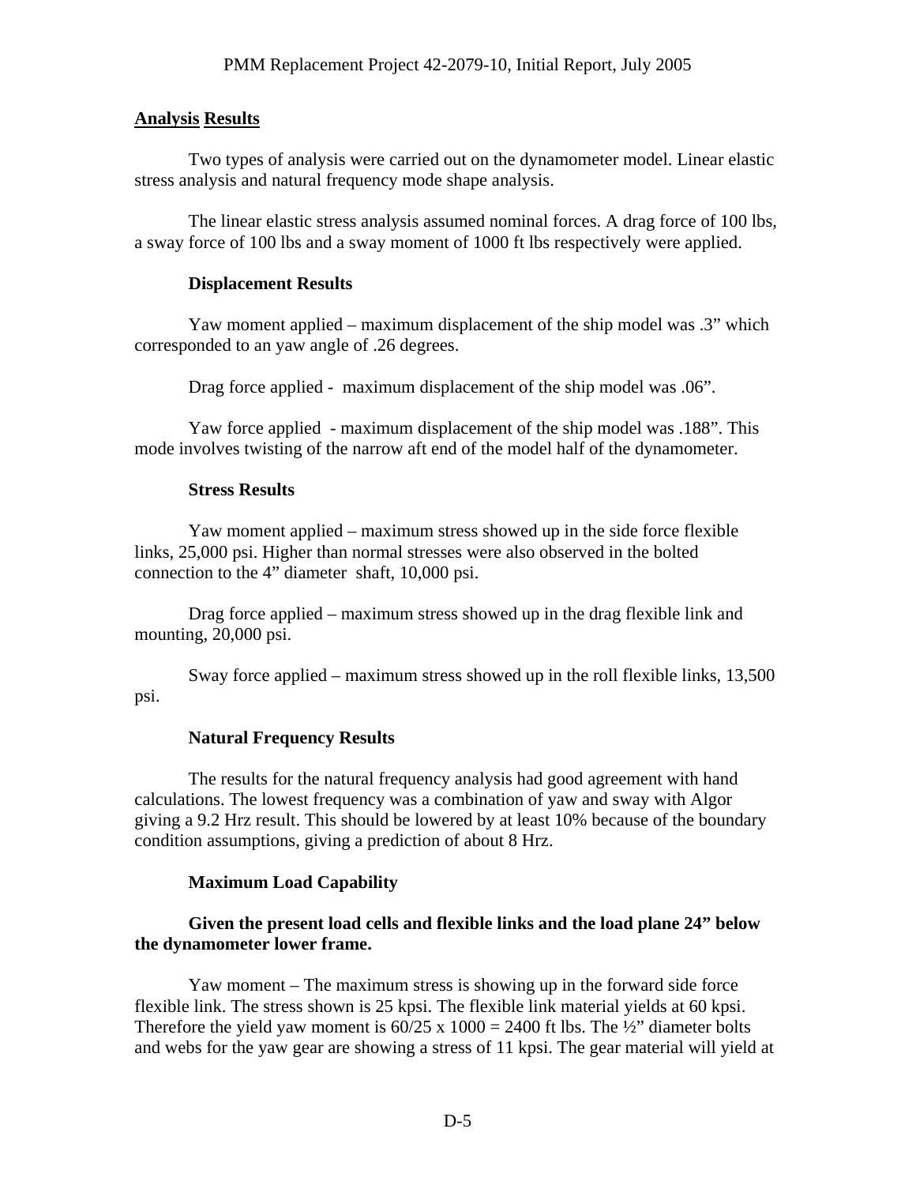## Analysis Results

Two types of analysis were carried out on the dynamometer model. Linear elastic stress analysis and natural frequency mode shape analysis.

The linear elastic stress analysis assumed nominal forces. A drag force of 100 lbs, a sway force of 100 lbs and a sway moment of 1000 ft lbs respectively were applied.

### Displacement Results

Yaw moment applied – maximum displacement of the ship model was .3" which corresponded to an yaw angle of .26 degrees.

Drag force applied - maximum displacement of the ship model was .06".

Yaw force applied - maximum displacement of the ship model was .188". This mode involves twisting of the narrow aft end of the model half of the dynamometer.

### Stress Results

Yaw moment applied – maximum stress showed up in the side force flexible links, 25,000 psi. Higher than normal stresses were also observed in the bolted connection to the 4" diameter shaft, 10,000 psi.

Drag force applied – maximum stress showed up in the drag flexible link and mounting, 20,000 psi.

Sway force applied – maximum stress showed up in the roll flexible links, 13,500 psi.

### Natural Frequency Results

The results for the natural frequency analysis had good agreement with hand calculations. The lowest frequency was a combination of yaw and sway with Algor giving a 9.2 Hrz result. This should be lowered by at least 10% because of the boundary condition assumptions, giving a prediction of about 8 Hrz.

### Maximum Load Capability

**Given the present load cells and flexible links and the load plane 24" below the dynamometer lower frame.**

Yaw moment – The maximum stress is showing up in the forward side force flexible link. The stress shown is 25 kpsi. The flexible link material yields at 60 kpsi. Therefore the yield yaw moment is $60/25 \times 1000 = 2400$ ft lbs. The ½" diameter bolts and webs for the yaw gear are showing a stress of 11 kpsi. The gear material will yield at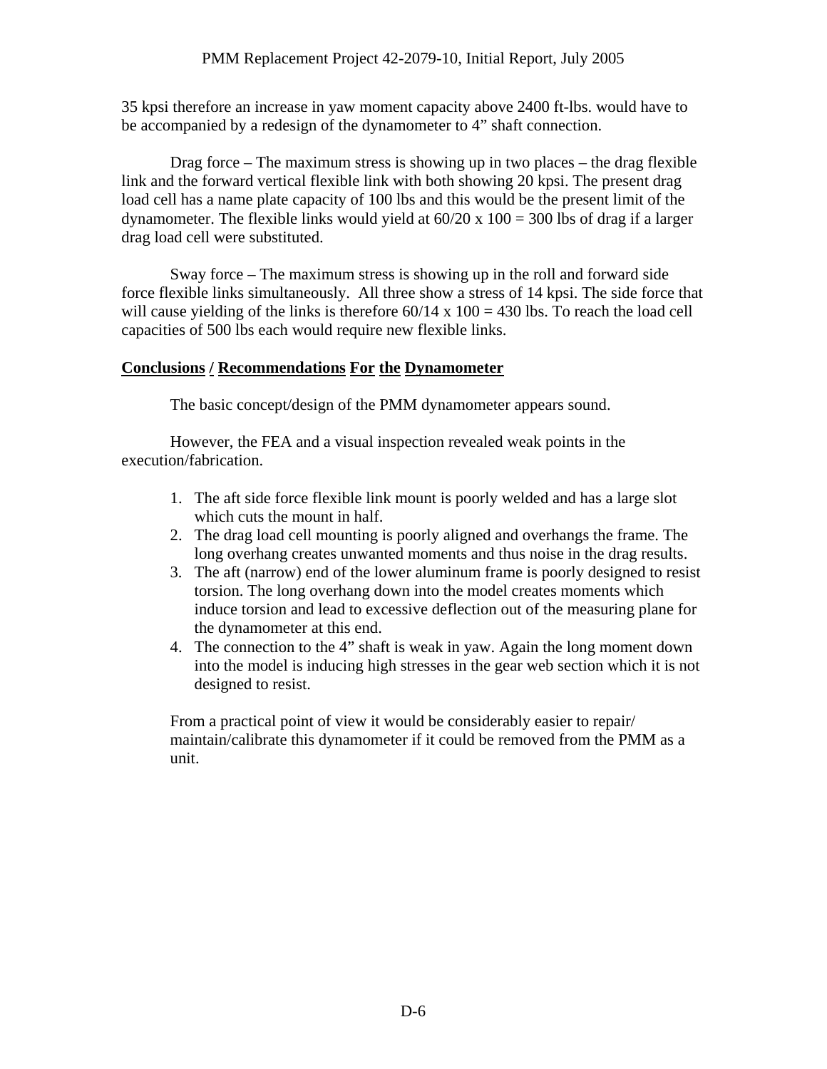35 kpsi therefore an increase in yaw moment capacity above 2400 ft-lbs. would have to be accompanied by a redesign of the dynamometer to 4" shaft connection.

Drag force – The maximum stress is showing up in two places – the drag flexible link and the forward vertical flexible link with both showing 20 kpsi. The present drag load cell has a name plate capacity of 100 lbs and this would be the present limit of the dynamometer. The flexible links would yield at 60/20 x 100 = 300 lbs of drag if a larger drag load cell were substituted.

Sway force – The maximum stress is showing up in the roll and forward side force flexible links simultaneously. All three show a stress of 14 kpsi. The side force that will cause yielding of the links is therefore 60/14 x 100 = 430 lbs. To reach the load cell capacities of 500 lbs each would require new flexible links.

## Conclusions / Recommendations For the Dynamometer

The basic concept/design of the PMM dynamometer appears sound.

However, the FEA and a visual inspection revealed weak points in the execution/fabrication.

1. The aft side force flexible link mount is poorly welded and has a large slot which cuts the mount in half.
2. The drag load cell mounting is poorly aligned and overhangs the frame. The long overhang creates unwanted moments and thus noise in the drag results.
3. The aft (narrow) end of the lower aluminum frame is poorly designed to resist torsion. The long overhang down into the model creates moments which induce torsion and lead to excessive deflection out of the measuring plane for the dynamometer at this end.
4. The connection to the 4" shaft is weak in yaw. Again the long moment down into the model is inducing high stresses in the gear web section which it is not designed to resist.

From a practical point of view it would be considerably easier to repair/ maintain/calibrate this dynamometer if it could be removed from the PMM as a unit.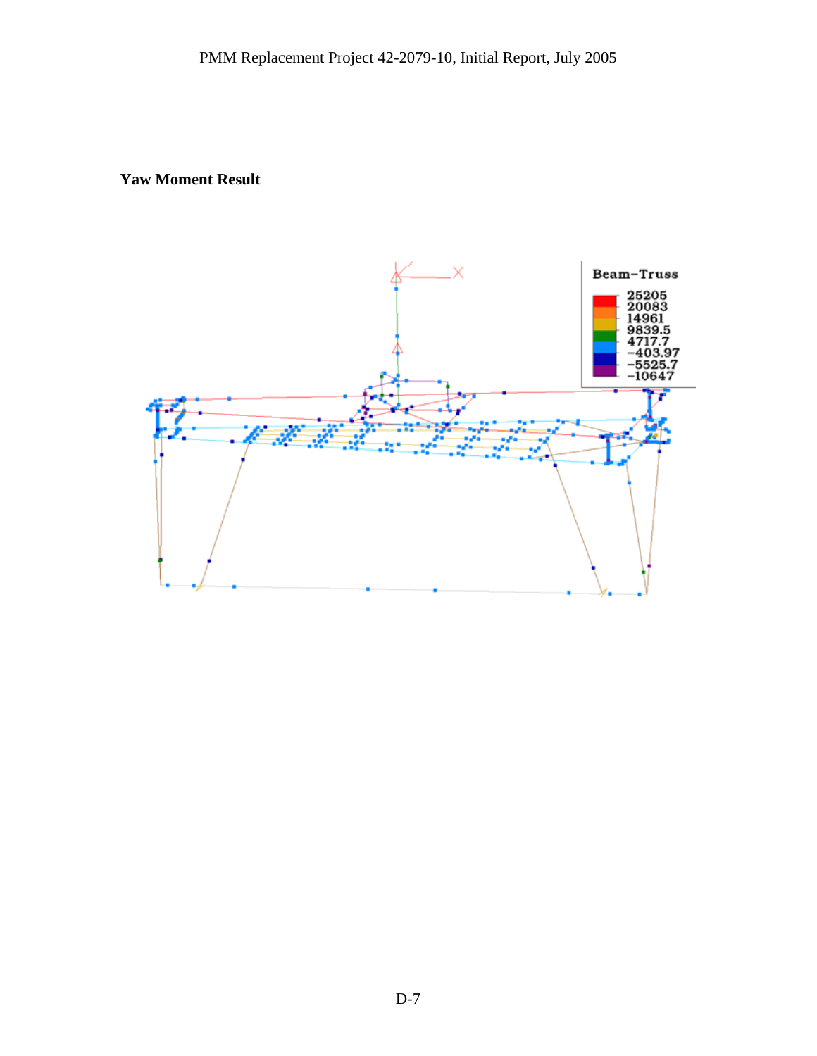**Yaw Moment Result**

Beam-Truss

25205
20083
14961
9839.5
4717.7
-403.97
-5525.7
-10647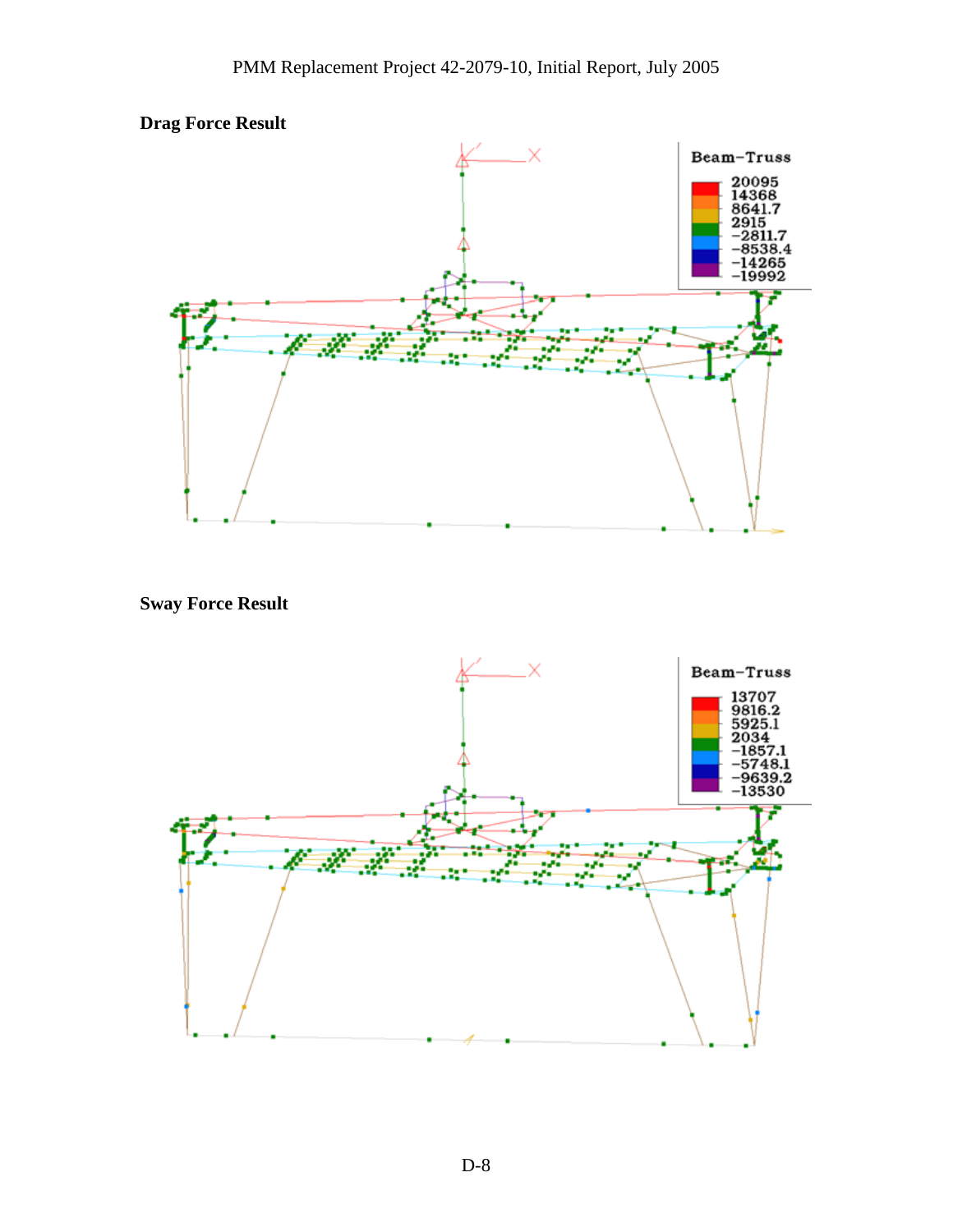**Drag Force Result**

Beam-Truss

20095
14368
8641.7
2915
−2811.7
−8538.4
−14265
−19992

**Sway Force Result**

Beam-Truss

13707
9816.2
5925.1
2034
−1857.1
−5748.1
−9639.2
−13530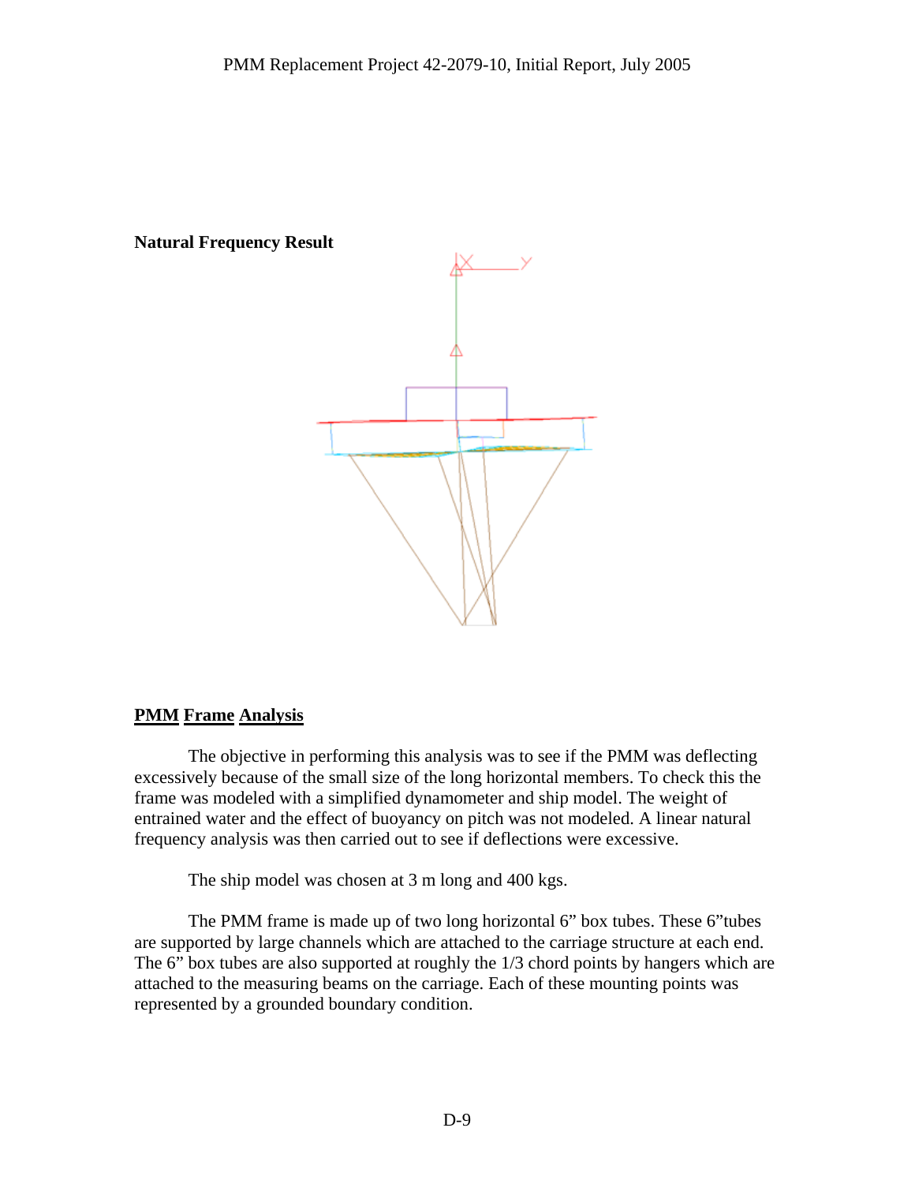**Natural Frequency Result**

## PMM Frame Analysis

The objective in performing this analysis was to see if the PMM was deflecting excessively because of the small size of the long horizontal members. To check this the frame was modeled with a simplified dynamometer and ship model. The weight of entrained water and the effect of buoyancy on pitch was not modeled. A linear natural frequency analysis was then carried out to see if deflections were excessive.

The ship model was chosen at 3 m long and 400 kgs.

The PMM frame is made up of two long horizontal 6" box tubes. These 6"tubes are supported by large channels which are attached to the carriage structure at each end. The 6" box tubes are also supported at roughly the 1/3 chord points by hangers which are attached to the measuring beams on the carriage. Each of these mounting points was represented by a grounded boundary condition.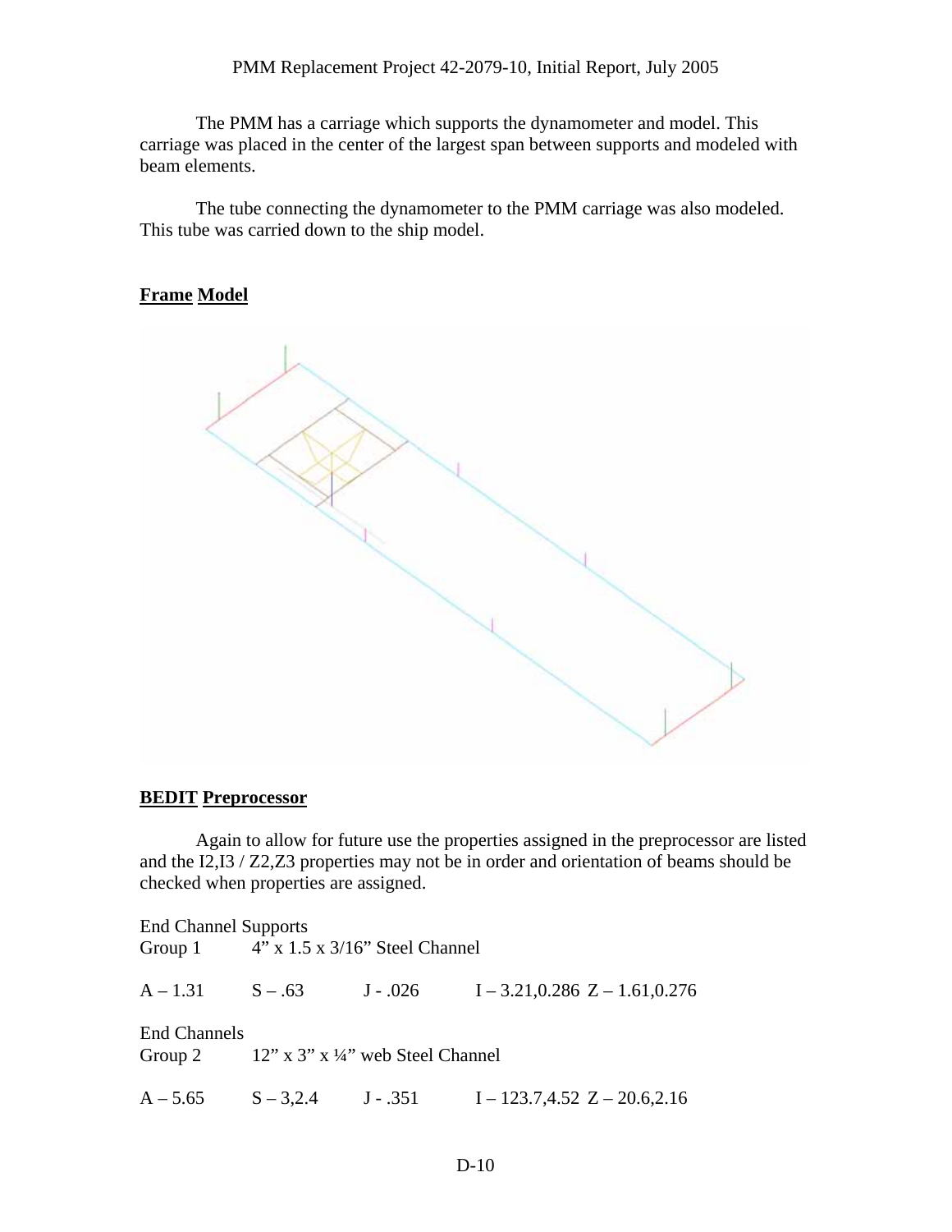The PMM has a carriage which supports the dynamometer and model. This carriage was placed in the center of the largest span between supports and modeled with beam elements.

The tube connecting the dynamometer to the PMM carriage was also modeled. This tube was carried down to the ship model.

**Frame Model**

**BEDIT Preprocessor**

Again to allow for future use the properties assigned in the preprocessor are listed and the I2,I3 / Z2,Z3 properties may not be in order and orientation of beams should be checked when properties are assigned.

End Channel Supports
Group 1 4" x 1.5 x 3/16" Steel Channel

A – 1.31 S – .63 J - .026 I – 3.21,0.286 Z – 1.61,0.276

End Channels
Group 2 12" x 3" x ¼" web Steel Channel

A – 5.65 S – 3,2.4 J - .351 I – 123.7,4.52 Z – 20.6,2.16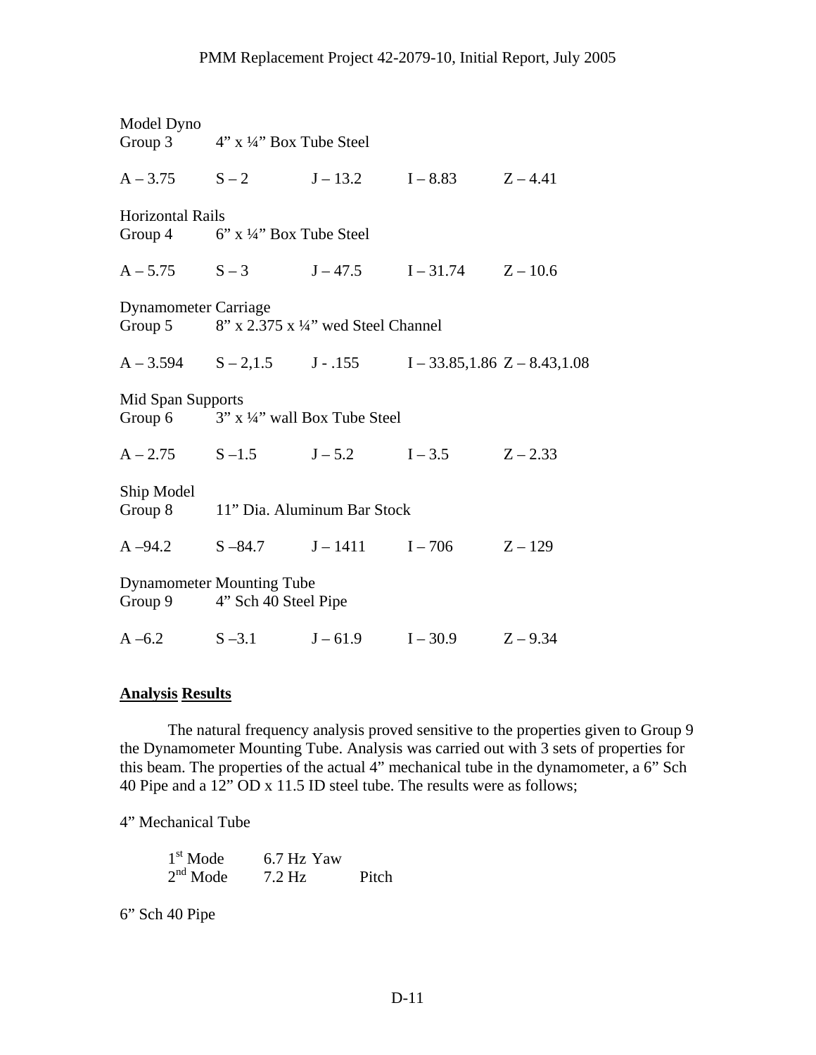Model Dyno
Group 3 4" x ¼" Box Tube Steel

A – 3.75 S – 2 J – 13.2 I – 8.83 Z – 4.41

Horizontal Rails
Group 4 6" x ¼" Box Tube Steel

A – 5.75 S – 3 J – 47.5 I – 31.74 Z – 10.6

Dynamometer Carriage
Group 5 8" x 2.375 x ¼" wed Steel Channel

A – 3.594 S – 2,1.5 J - .155 I – 33.85,1.86 Z – 8.43,1.08

Mid Span Supports
Group 6 3" x ¼" wall Box Tube Steel

A – 2.75 S –1.5 J – 5.2 I – 3.5 Z – 2.33

Ship Model
Group 8 11" Dia. Aluminum Bar Stock

A –94.2 S –84.7 J – 1411 I – 706 Z – 129

Dynamometer Mounting Tube
Group 9 4" Sch 40 Steel Pipe

A –6.2 S –3.1 J – 61.9 I – 30.9 Z – 9.34

## Analysis Results

The natural frequency analysis proved sensitive to the properties given to Group 9 the Dynamometer Mounting Tube. Analysis was carried out with 3 sets of properties for this beam. The properties of the actual 4" mechanical tube in the dynamometer, a 6" Sch 40 Pipe and a 12" OD x 11.5 ID steel tube. The results were as follows;

4" Mechanical Tube

1st Mode 6.7 Hz Yaw
2nd Mode 7.2 Hz Pitch

6" Sch 40 Pipe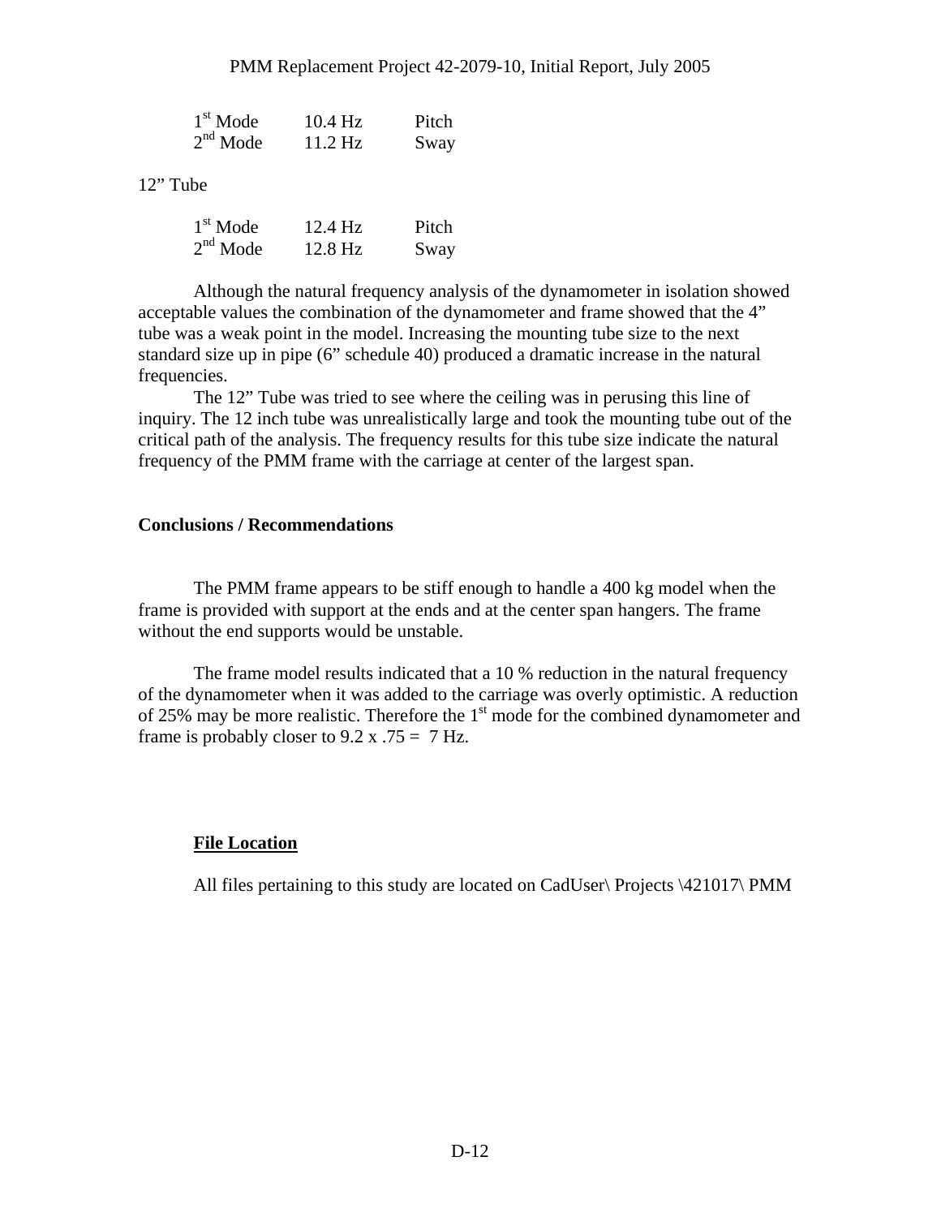| | | |
|---|---|---|
| 1st Mode | 10.4 Hz | Pitch |
| 2nd Mode | 11.2 Hz | Sway |

12" Tube

| | | |
|---|---|---|
| 1st Mode | 12.4 Hz | Pitch |
| 2nd Mode | 12.8 Hz | Sway |

Although the natural frequency analysis of the dynamometer in isolation showed acceptable values the combination of the dynamometer and frame showed that the 4" tube was a weak point in the model. Increasing the mounting tube size to the next standard size up in pipe (6" schedule 40) produced a dramatic increase in the natural frequencies.

The 12" Tube was tried to see where the ceiling was in perusing this line of inquiry. The 12 inch tube was unrealistically large and took the mounting tube out of the critical path of the analysis. The frequency results for this tube size indicate the natural frequency of the PMM frame with the carriage at center of the largest span.

**Conclusions / Recommendations**

The PMM frame appears to be stiff enough to handle a 400 kg model when the frame is provided with support at the ends and at the center span hangers. The frame without the end supports would be unstable.

The frame model results indicated that a 10 % reduction in the natural frequency of the dynamometer when it was added to the carriage was overly optimistic. A reduction of 25% may be more realistic. Therefore the 1st mode for the combined dynamometer and frame is probably closer to 9.2 x .75 = 7 Hz.

**File Location**

All files pertaining to this study are located on CadUser\ Projects \421017\ PMM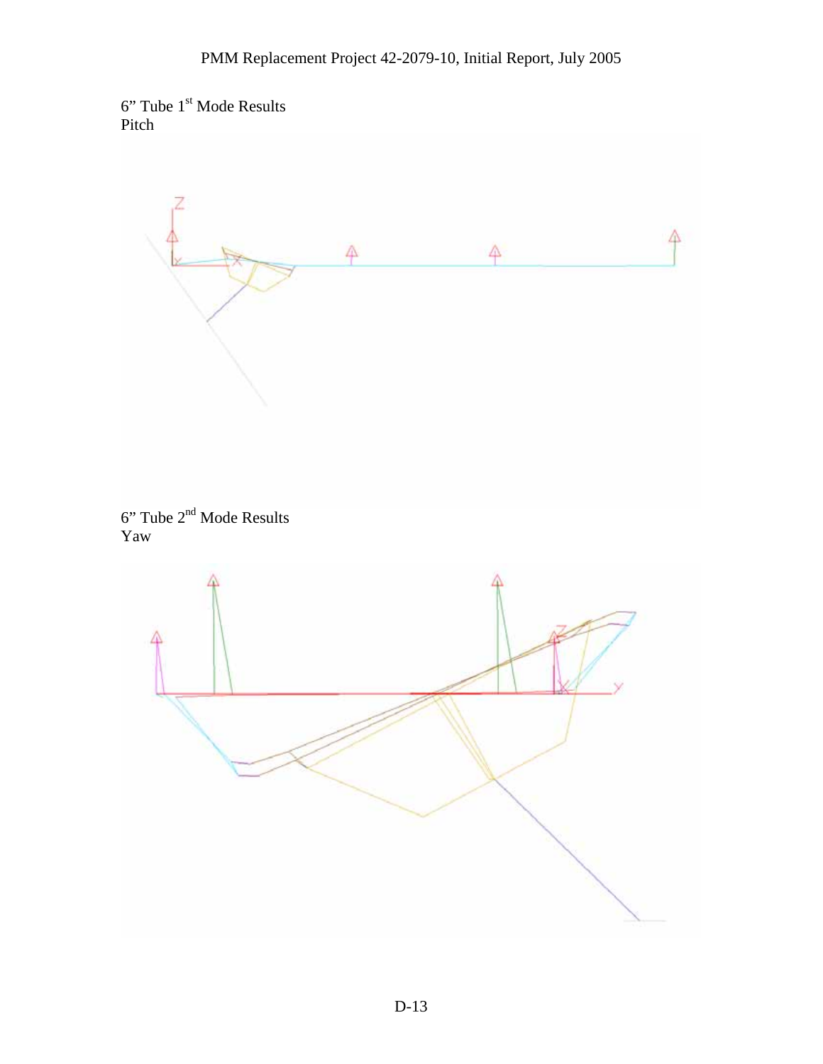6" Tube 1st Mode Results
Pitch

6" Tube 2nd Mode Results
Yaw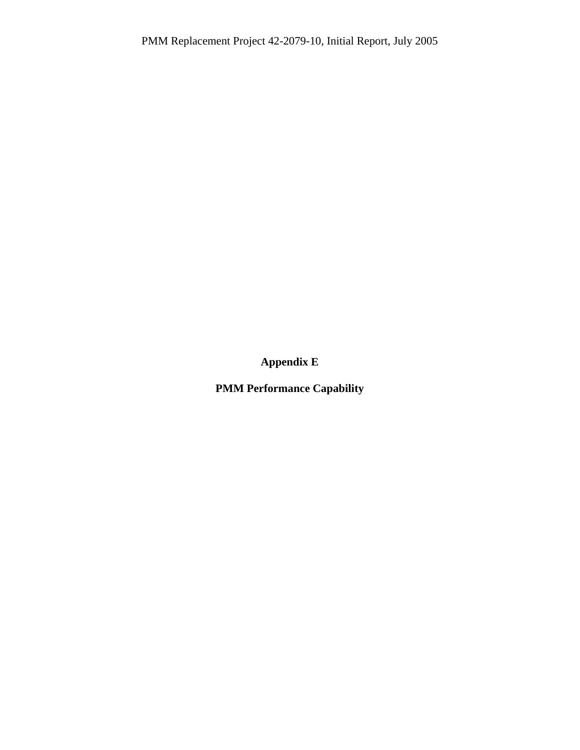# Appendix E

## PMM Performance Capability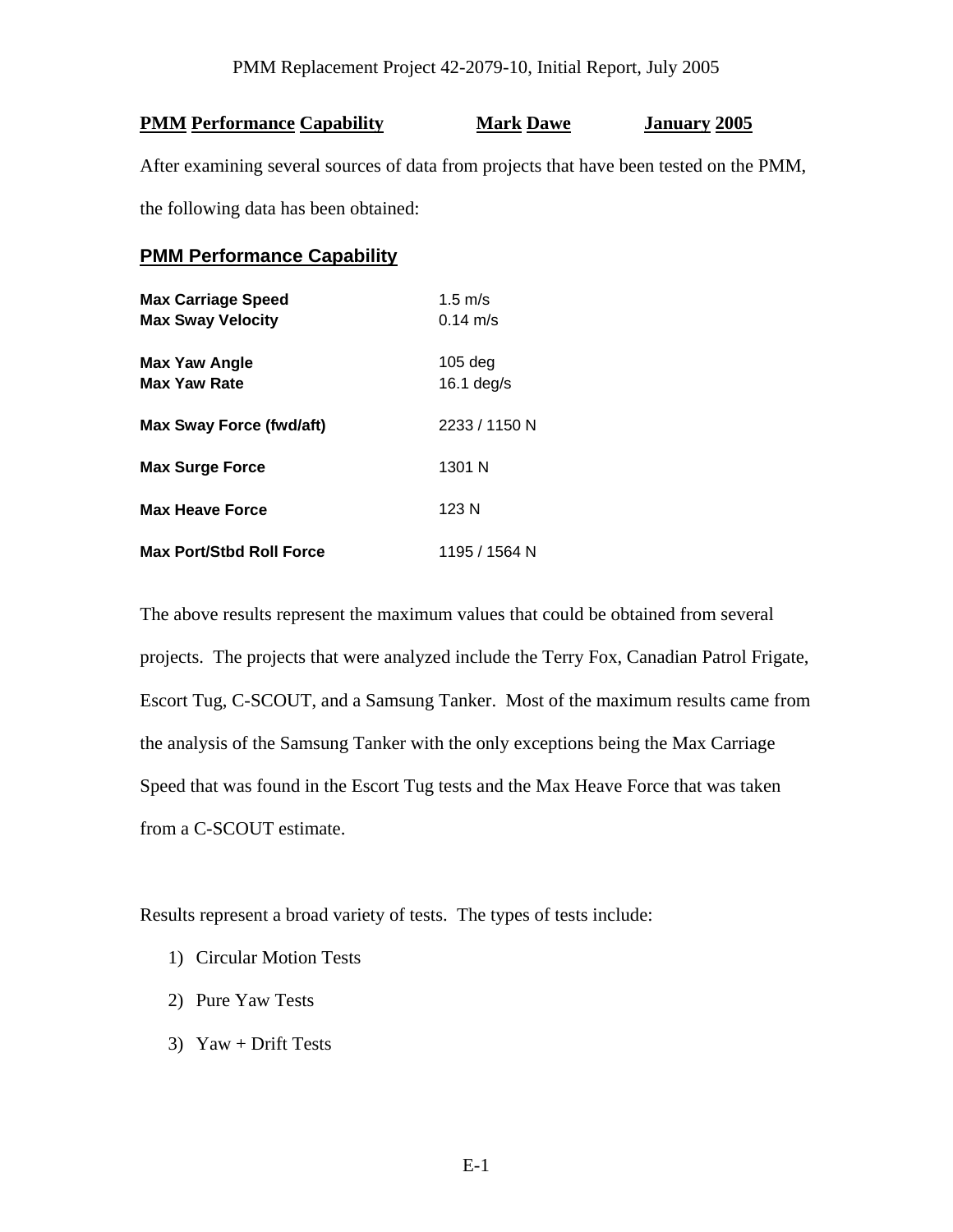**PMM Performance Capability** **Mark Dawe** **January 2005**

After examining several sources of data from projects that have been tested on the PMM, the following data has been obtained:

## PMM Performance Capability

| | |
|---|---|
| **Max Carriage Speed** | 1.5 m/s |
| **Max Sway Velocity** | 0.14 m/s |
| **Max Yaw Angle** | 105 deg |
| **Max Yaw Rate** | 16.1 deg/s |
| **Max Sway Force (fwd/aft)** | 2233 / 1150 N |
| **Max Surge Force** | 1301 N |
| **Max Heave Force** | 123 N |
| **Max Port/Stbd Roll Force** | 1195 / 1564 N |

The above results represent the maximum values that could be obtained from several projects. The projects that were analyzed include the Terry Fox, Canadian Patrol Frigate, Escort Tug, C-SCOUT, and a Samsung Tanker. Most of the maximum results came from the analysis of the Samsung Tanker with the only exceptions being the Max Carriage Speed that was found in the Escort Tug tests and the Max Heave Force that was taken from a C-SCOUT estimate.

Results represent a broad variety of tests. The types of tests include:

1) Circular Motion Tests
2) Pure Yaw Tests
3) Yaw + Drift Tests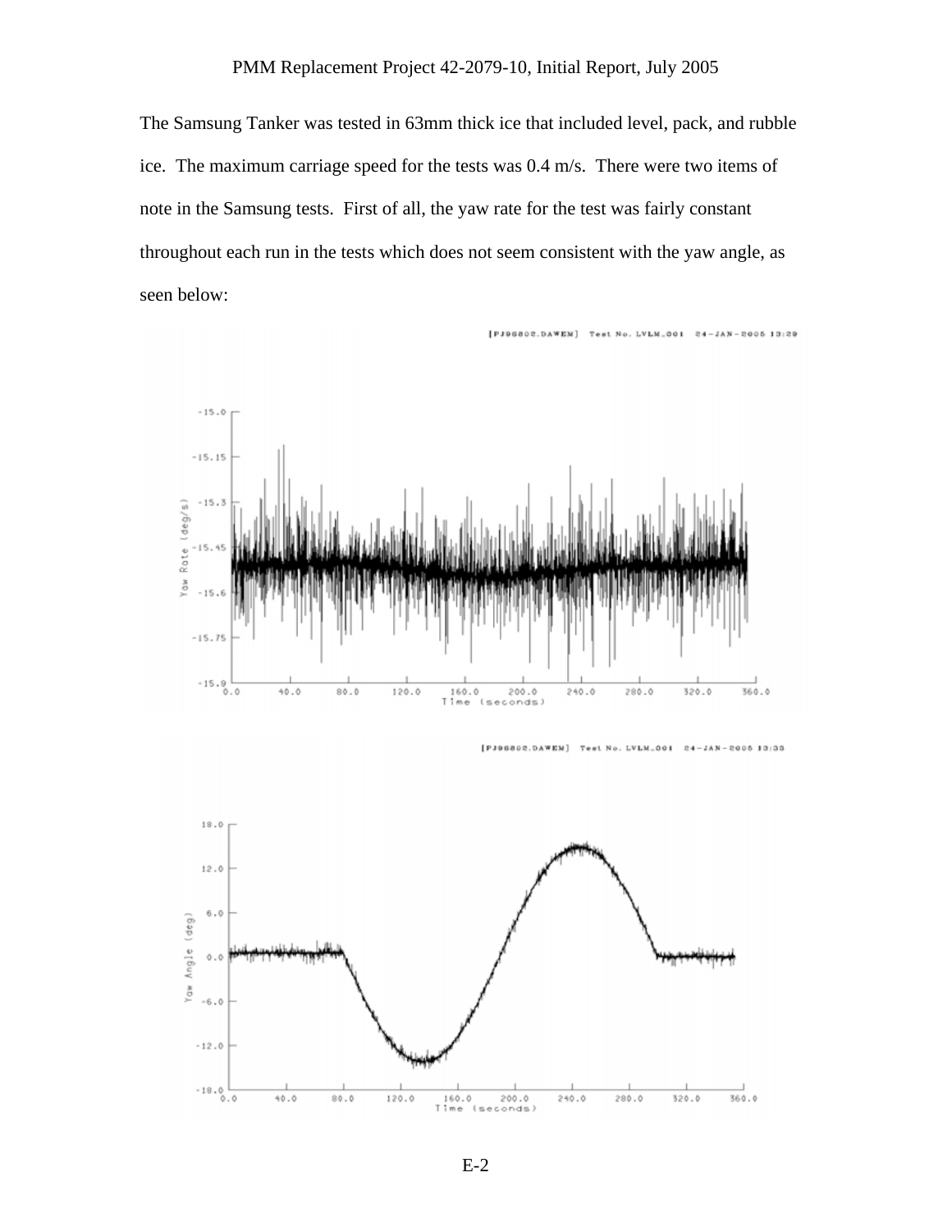The Samsung Tanker was tested in 63mm thick ice that included level, pack, and rubble ice. The maximum carriage speed for the tests was 0.4 m/s. There were two items of note in the Samsung tests. First of all, the yaw rate for the test was fairly constant throughout each run in the tests which does not seem consistent with the yaw angle, as seen below: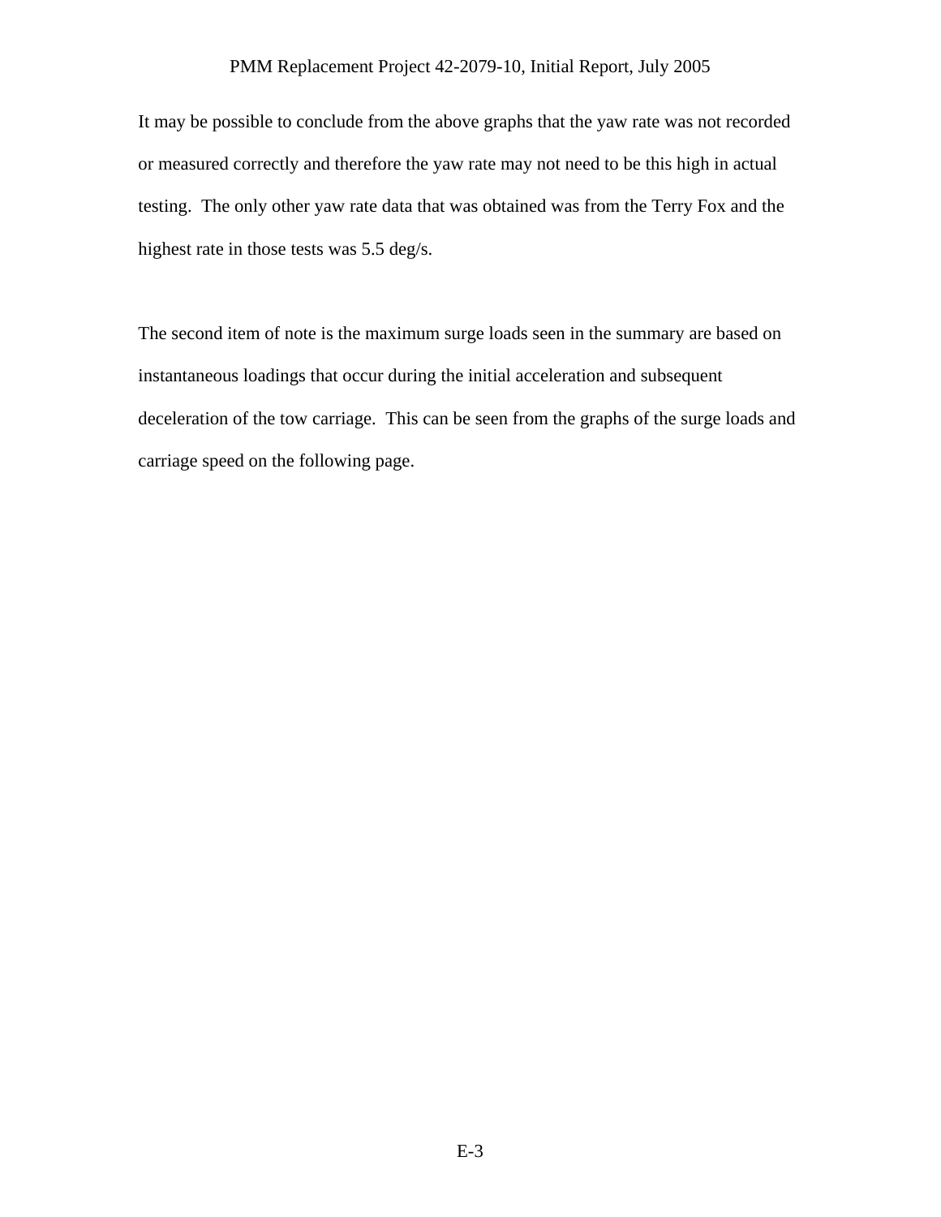It may be possible to conclude from the above graphs that the yaw rate was not recorded or measured correctly and therefore the yaw rate may not need to be this high in actual testing. The only other yaw rate data that was obtained was from the Terry Fox and the highest rate in those tests was 5.5 deg/s.

The second item of note is the maximum surge loads seen in the summary are based on instantaneous loadings that occur during the initial acceleration and subsequent deceleration of the tow carriage. This can be seen from the graphs of the surge loads and carriage speed on the following page.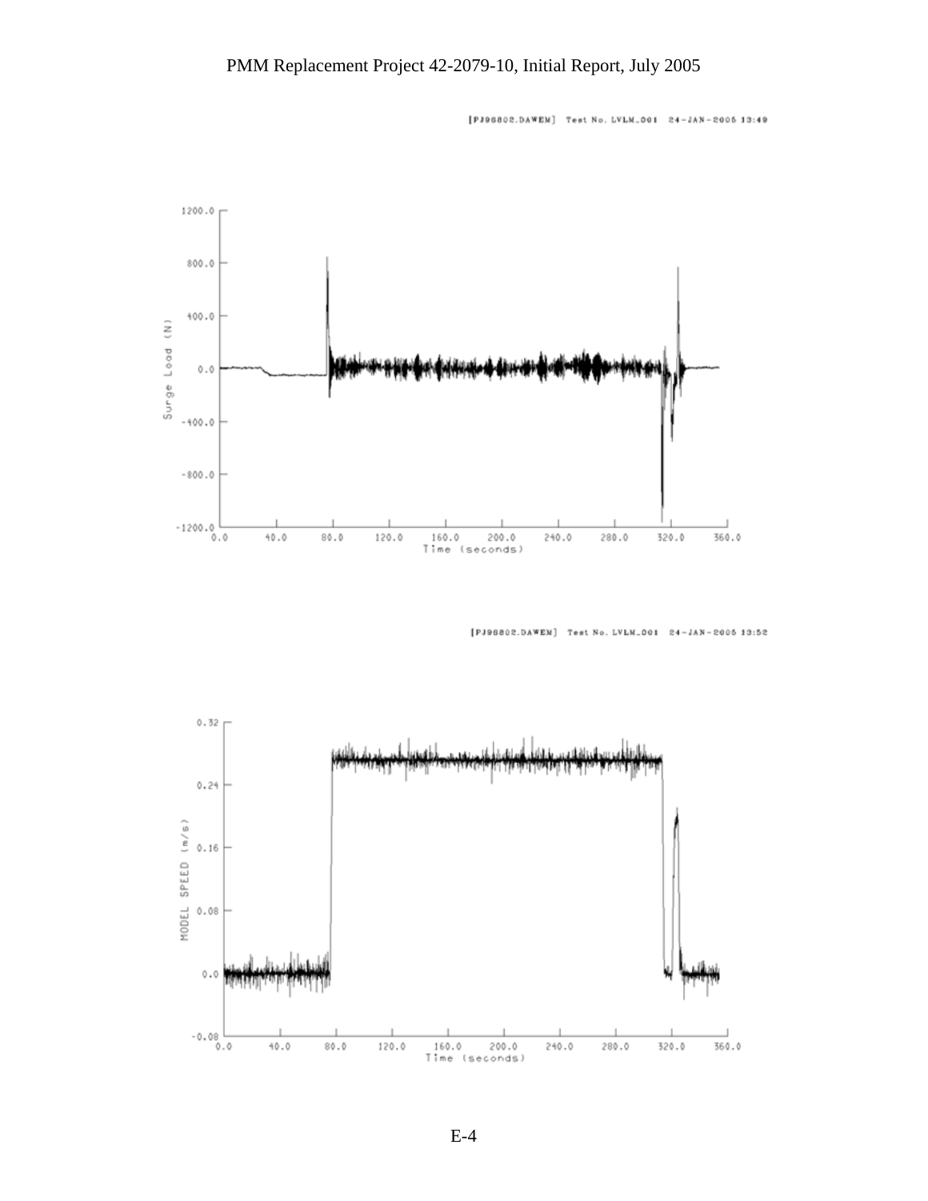[PJ96802.DAWEM] Test No. LVLM_001 24-JAN-2005 13:49

[PJ96802.DAWEM] Test No. LVLM_001 24-JAN-2005 13:52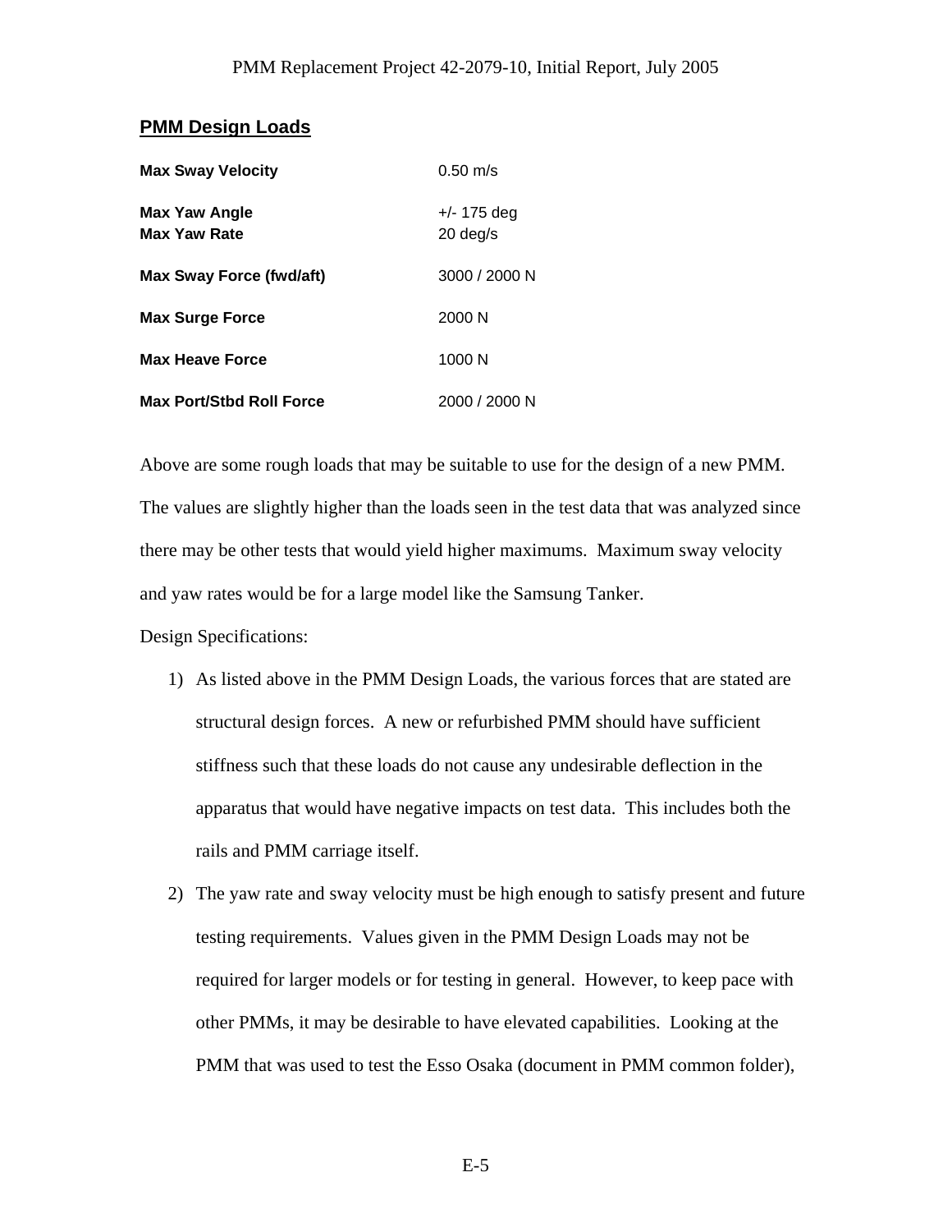## PMM Design Loads

| | |
|---|---|
| **Max Sway Velocity** | 0.50 m/s |
| **Max Yaw Angle** | +/- 175 deg |
| **Max Yaw Rate** | 20 deg/s |
| **Max Sway Force (fwd/aft)** | 3000 / 2000 N |
| **Max Surge Force** | 2000 N |
| **Max Heave Force** | 1000 N |
| **Max Port/Stbd Roll Force** | 2000 / 2000 N |

Above are some rough loads that may be suitable to use for the design of a new PMM. The values are slightly higher than the loads seen in the test data that was analyzed since there may be other tests that would yield higher maximums. Maximum sway velocity and yaw rates would be for a large model like the Samsung Tanker.

Design Specifications:

1) As listed above in the PMM Design Loads, the various forces that are stated are structural design forces. A new or refurbished PMM should have sufficient stiffness such that these loads do not cause any undesirable deflection in the apparatus that would have negative impacts on test data. This includes both the rails and PMM carriage itself.
2) The yaw rate and sway velocity must be high enough to satisfy present and future testing requirements. Values given in the PMM Design Loads may not be required for larger models or for testing in general. However, to keep pace with other PMMs, it may be desirable to have elevated capabilities. Looking at the PMM that was used to test the Esso Osaka (document in PMM common folder),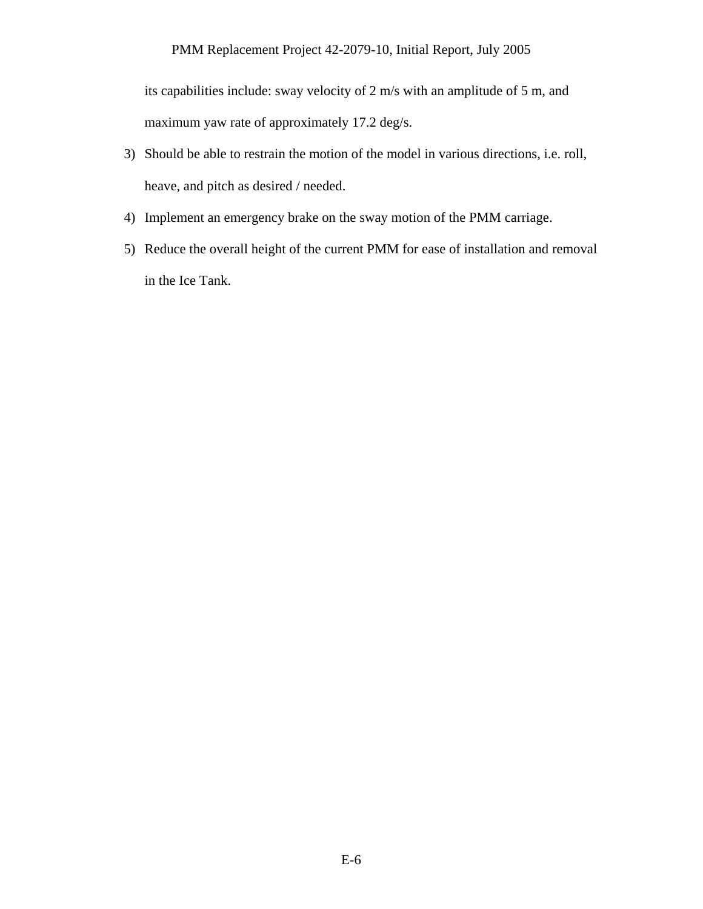its capabilities include: sway velocity of 2 m/s with an amplitude of 5 m, and maximum yaw rate of approximately 17.2 deg/s.

3) Should be able to restrain the motion of the model in various directions, i.e. roll, heave, and pitch as desired / needed.
4) Implement an emergency brake on the sway motion of the PMM carriage.
5) Reduce the overall height of the current PMM for ease of installation and removal in the Ice Tank.